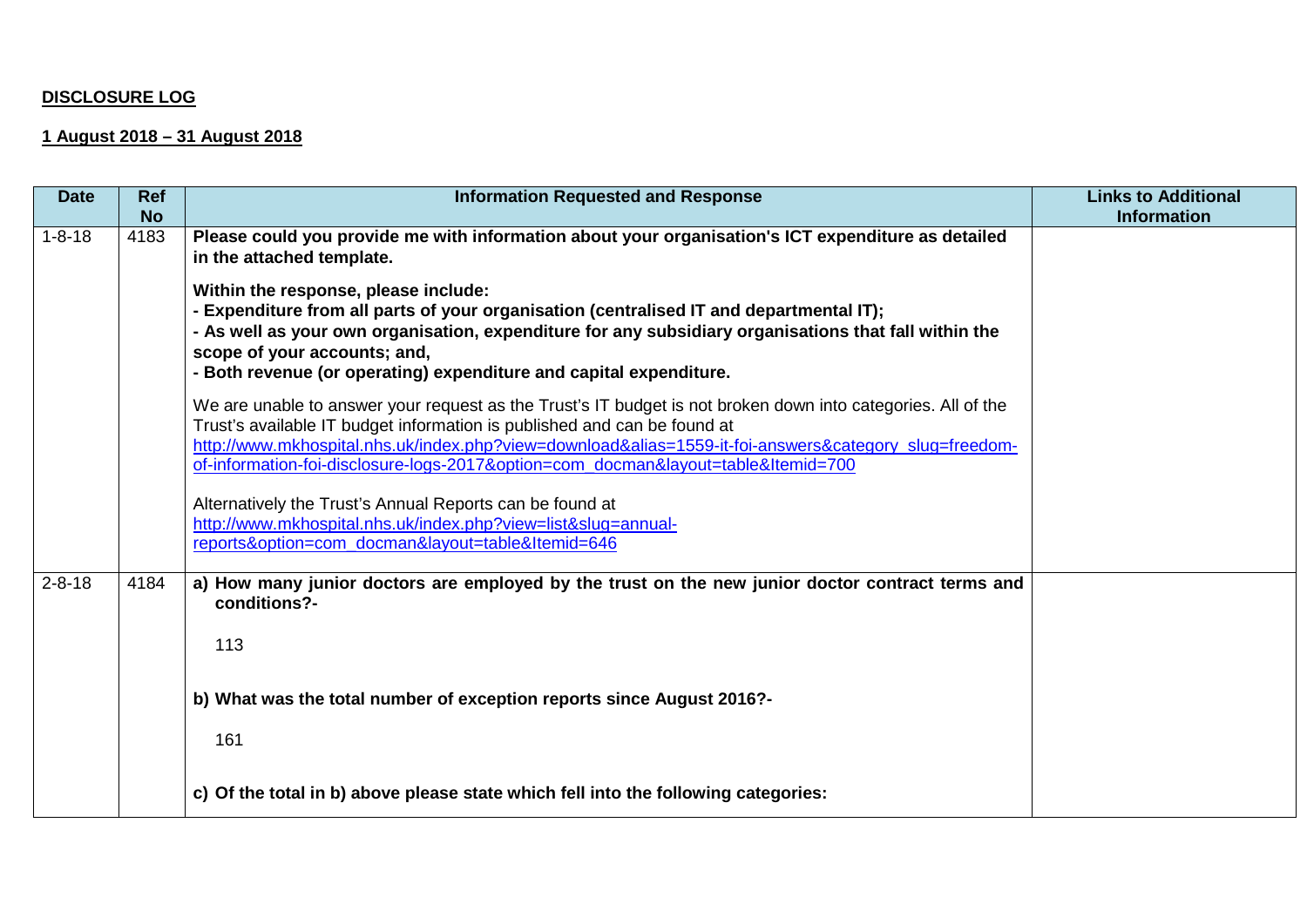**DISCLOSURE LOG**

**1 August 2018 – 31 August 2018**

| Date | Ref No | Information Requested and Response | Links to Additional Information |
|---|---|---|---|
| 1-8-18 | 4183 | **Please could you provide me with information about your organisation's ICT expenditure as detailed in the attached template.**<br><br>**Within the response, please include:**<br>**- Expenditure from all parts of your organisation (centralised IT and departmental IT);**<br>**- As well as your own organisation, expenditure for any subsidiary organisations that fall within the scope of your accounts; and,**<br>**- Both revenue (or operating) expenditure and capital expenditure.**<br><br>We are unable to answer your request as the Trust's IT budget is not broken down into categories. All of the Trust's available IT budget information is published and can be found at http://www.mkhospital.nhs.uk/index.php?view=download&alias=1559-it-foi-answers&category_slug=freedom-of-information-foi-disclosure-logs-2017&option=com_docman&layout=table&Itemid=700<br><br>Alternatively the Trust's Annual Reports can be found at http://www.mkhospital.nhs.uk/index.php?view=list&slug=annual-reports&option=com_docman&layout=table&Itemid=646 | |
| 2-8-18 | 4184 | **a) How many junior doctors are employed by the trust on the new junior doctor contract terms and conditions?-**<br><br>113<br><br>**b) What was the total number of exception reports since August 2016?-**<br><br>161<br><br>**c) Of the total in b) above please state which fell into the following categories:** | |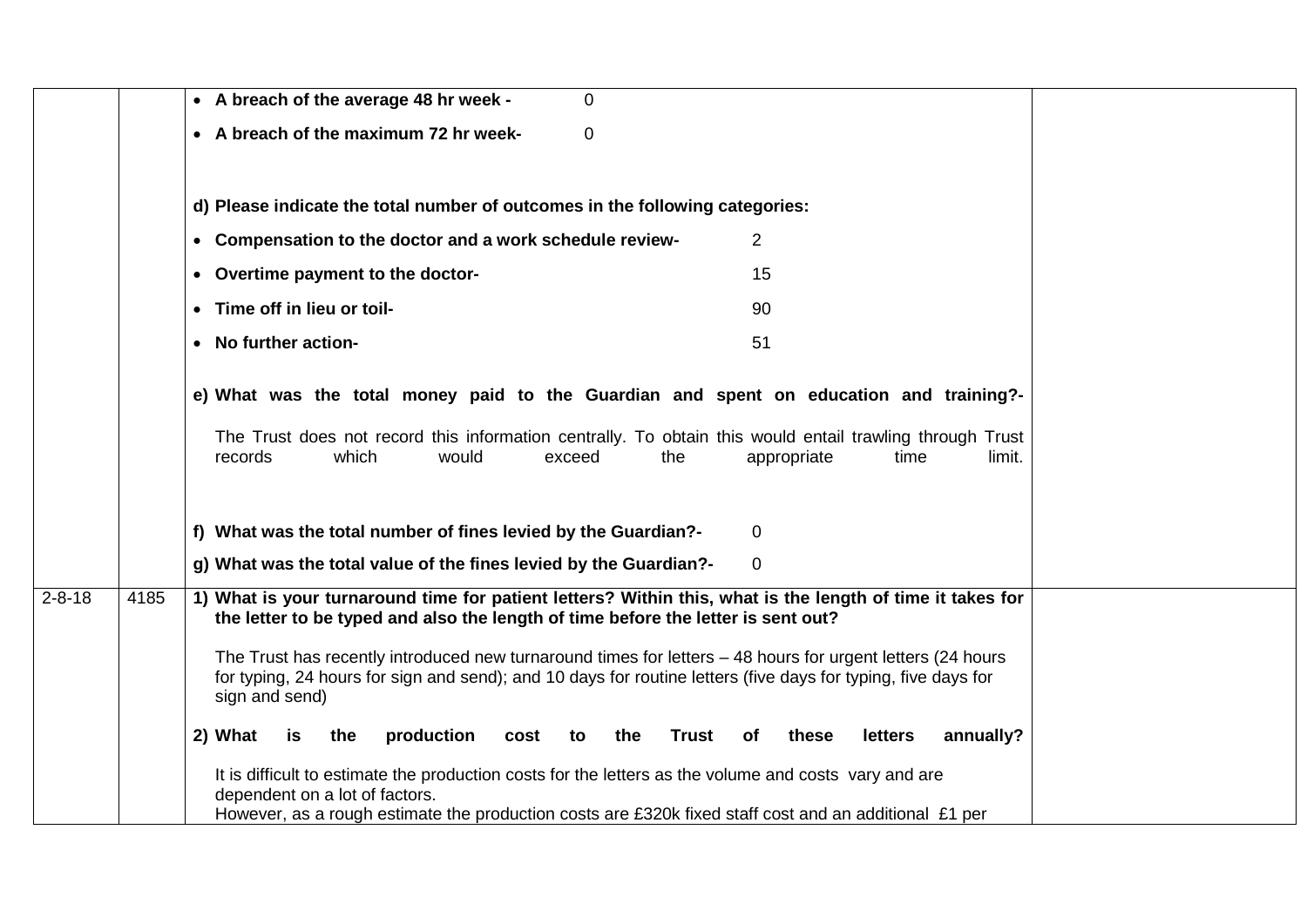| | | | |
|---|---|---|---|
| | | • **A breach of the average 48 hr week -** 0<br>• **A breach of the maximum 72 hr week-** 0<br><br>**d) Please indicate the total number of outcomes in the following categories:**<br>• **Compensation to the doctor and a work schedule review-** 2<br>• **Overtime payment to the doctor-** 15<br>• **Time off in lieu or toil-** 90<br>• **No further action-** 51<br><br>**e) What was the total money paid to the Guardian and spent on education and training?-**<br>The Trust does not record this information centrally. To obtain this would entail trawling through Trust records which would exceed the appropriate time limit.<br><br>**f) What was the total number of fines levied by the Guardian?-** 0<br>**g) What was the total value of the fines levied by the Guardian?-** 0 | |
| 2-8-18 | 4185 | **1) What is your turnaround time for patient letters? Within this, what is the length of time it takes for the letter to be typed and also the length of time before the letter is sent out?**<br>The Trust has recently introduced new turnaround times for letters – 48 hours for urgent letters (24 hours for typing, 24 hours for sign and send); and 10 days for routine letters (five days for typing, five days for sign and send)<br><br>**2) What is the production cost to the Trust of these letters annually?**<br>It is difficult to estimate the production costs for the letters as the volume and costs vary and are dependent on a lot of factors.<br>However, as a rough estimate the production costs are £320k fixed staff cost and an additional £1 per | |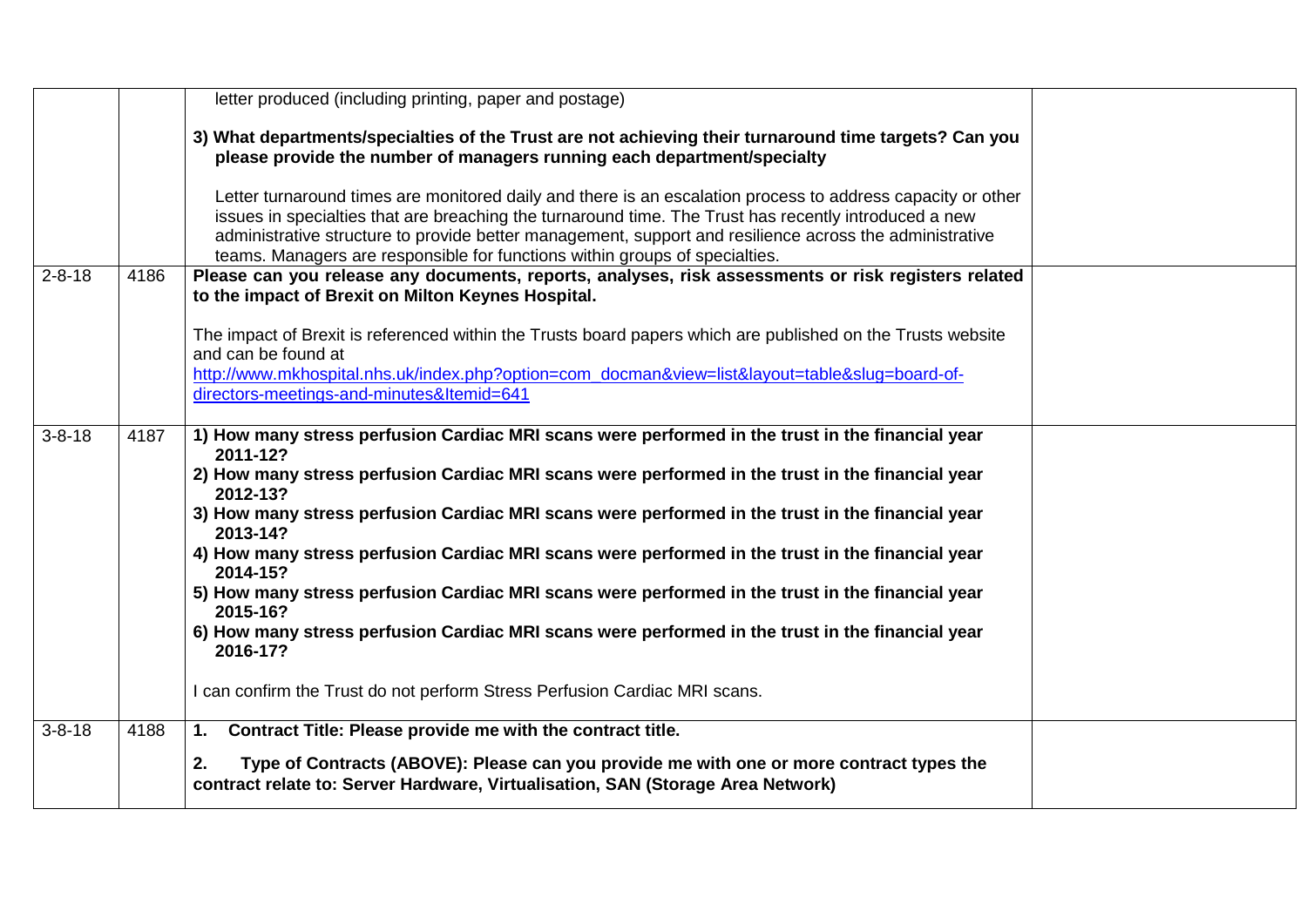| | | | |
|---|---|---|---|
| | | letter produced (including printing, paper and postage)<br><br>**3) What departments/specialties of the Trust are not achieving their turnaround time targets? Can you please provide the number of managers running each department/specialty**<br><br>Letter turnaround times are monitored daily and there is an escalation process to address capacity or other issues in specialties that are breaching the turnaround time. The Trust has recently introduced a new administrative structure to provide better management, support and resilience across the administrative teams. Managers are responsible for functions within groups of specialties. | |
| 2-8-18 | 4186 | **Please can you release any documents, reports, analyses, risk assessments or risk registers related to the impact of Brexit on Milton Keynes Hospital.**<br><br>The impact of Brexit is referenced within the Trusts board papers which are published on the Trusts website and can be found at [http://www.mkhospital.nhs.uk/index.php?option=com_docman&view=list&layout=table&slug=board-of-directors-meetings-and-minutes&Itemid=641](http://www.mkhospital.nhs.uk/index.php?option=com_docman&view=list&layout=table&slug=board-of-directors-meetings-and-minutes&Itemid=641) | |
| 3-8-18 | 4187 | **1) How many stress perfusion Cardiac MRI scans were performed in the trust in the financial year 2011-12?**<br>**2) How many stress perfusion Cardiac MRI scans were performed in the trust in the financial year 2012-13?**<br>**3) How many stress perfusion Cardiac MRI scans were performed in the trust in the financial year 2013-14?**<br>**4) How many stress perfusion Cardiac MRI scans were performed in the trust in the financial year 2014-15?**<br>**5) How many stress perfusion Cardiac MRI scans were performed in the trust in the financial year 2015-16?**<br>**6) How many stress perfusion Cardiac MRI scans were performed in the trust in the financial year 2016-17?**<br><br>I can confirm the Trust do not perform Stress Perfusion Cardiac MRI scans. | |
| 3-8-18 | 4188 | **1. Contract Title: Please provide me with the contract title.**<br><br>**2. Type of Contracts (ABOVE): Please can you provide me with one or more contract types the contract relate to: Server Hardware, Virtualisation, SAN (Storage Area Network)** | |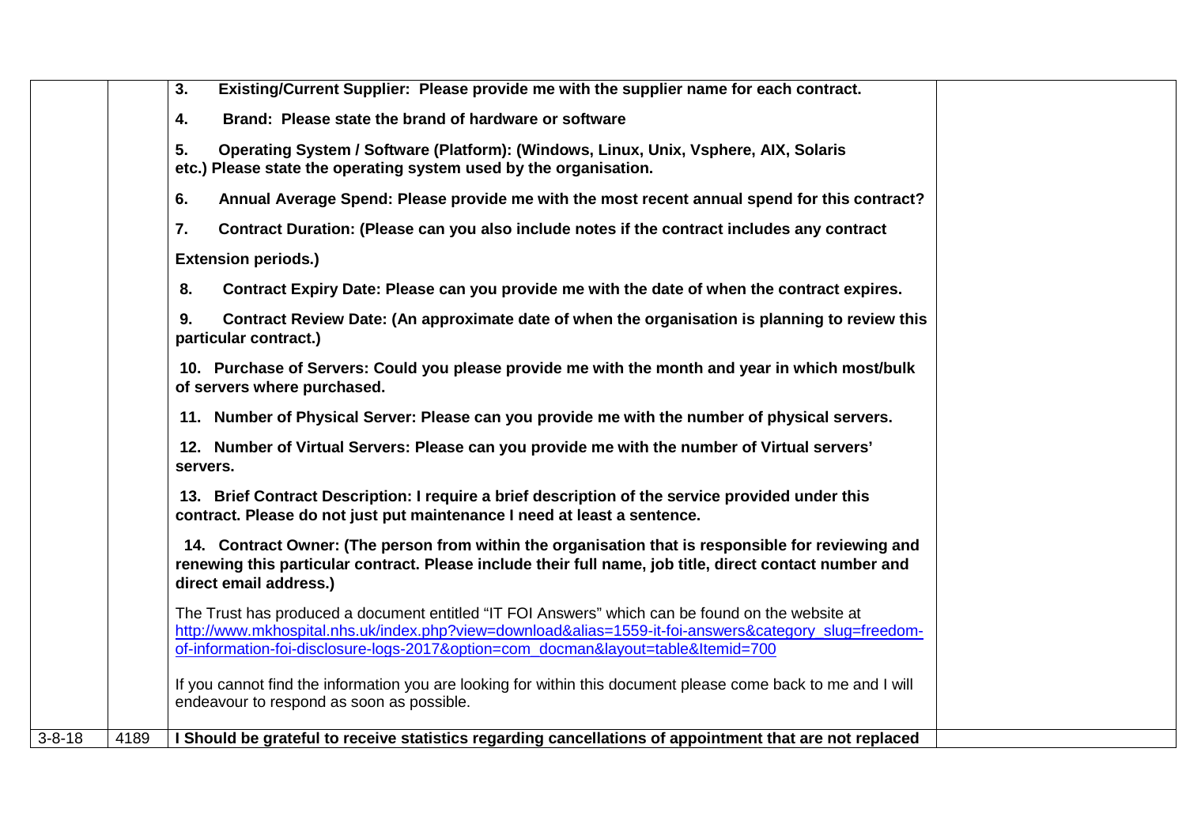| | | | |
|---|---|---|---|
| | | **3. Existing/Current Supplier: Please provide me with the supplier name for each contract.**<br><br>**4. Brand: Please state the brand of hardware or software**<br><br>**5. Operating System / Software (Platform): (Windows, Linux, Unix, Vsphere, AIX, Solaris etc.) Please state the operating system used by the organisation.**<br><br>**6. Annual Average Spend: Please provide me with the most recent annual spend for this contract?**<br><br>**7. Contract Duration: (Please can you also include notes if the contract includes any contract Extension periods.)**<br><br>**8. Contract Expiry Date: Please can you provide me with the date of when the contract expires.**<br><br>**9. Contract Review Date: (An approximate date of when the organisation is planning to review this particular contract.)**<br><br>**10. Purchase of Servers: Could you please provide me with the month and year in which most/bulk of servers where purchased.**<br><br>**11. Number of Physical Server: Please can you provide me with the number of physical servers.**<br><br>**12. Number of Virtual Servers: Please can you provide me with the number of Virtual servers' servers.**<br><br>**13. Brief Contract Description: I require a brief description of the service provided under this contract. Please do not just put maintenance I need at least a sentence.**<br><br>**14. Contract Owner: (The person from within the organisation that is responsible for reviewing and renewing this particular contract. Please include their full name, job title, direct contact number and direct email address.)**<br><br>The Trust has produced a document entitled "IT FOI Answers" which can be found on the website at [http://www.mkhospital.nhs.uk/index.php?view=download&alias=1559-it-foi-answers&category_slug=freedom-of-information-foi-disclosure-logs-2017&option=com_docman&layout=table&Itemid=700](http://www.mkhospital.nhs.uk/index.php?view=download&alias=1559-it-foi-answers&category_slug=freedom-of-information-foi-disclosure-logs-2017&option=com_docman&layout=table&Itemid=700)<br><br>If you cannot find the information you are looking for within this document please come back to me and I will endeavour to respond as soon as possible. | |
| 3-8-18 | 4189 | **I Should be grateful to receive statistics regarding cancellations of appointment that are not replaced** | |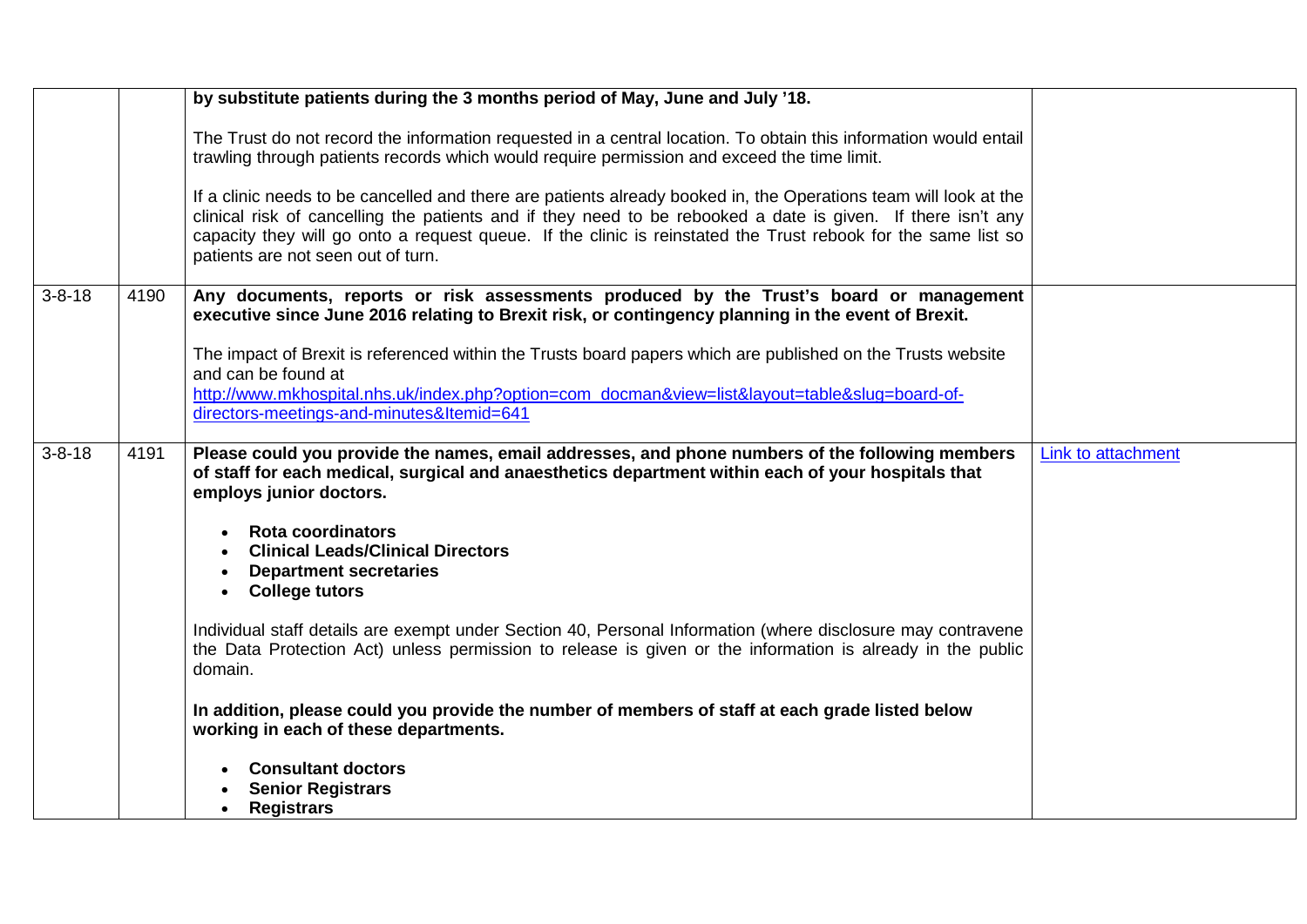| | | | |
|---|---|---|---|
| | | **by substitute patients during the 3 months period of May, June and July '18.**<br><br>The Trust do not record the information requested in a central location. To obtain this information would entail trawling through patients records which would require permission and exceed the time limit.<br><br>If a clinic needs to be cancelled and there are patients already booked in, the Operations team will look at the clinical risk of cancelling the patients and if they need to be rebooked a date is given. If there isn't any capacity they will go onto a request queue. If the clinic is reinstated the Trust rebook for the same list so patients are not seen out of turn. | |
| 3-8-18 | 4190 | **Any documents, reports or risk assessments produced by the Trust's board or management executive since June 2016 relating to Brexit risk, or contingency planning in the event of Brexit.**<br><br>The impact of Brexit is referenced within the Trusts board papers which are published on the Trusts website and can be found at [http://www.mkhospital.nhs.uk/index.php?option=com_docman&view=list&layout=table&slug=board-of-directors-meetings-and-minutes&Itemid=641](http://www.mkhospital.nhs.uk/index.php?option=com_docman&view=list&layout=table&slug=board-of-directors-meetings-and-minutes&Itemid=641) | |
| 3-8-18 | 4191 | **Please could you provide the names, email addresses, and phone numbers of the following members of staff for each medical, surgical and anaesthetics department within each of your hospitals that employs junior doctors.**<br><br>• **Rota coordinators**<br>• **Clinical Leads/Clinical Directors**<br>• **Department secretaries**<br>• **College tutors**<br><br>Individual staff details are exempt under Section 40, Personal Information (where disclosure may contravene the Data Protection Act) unless permission to release is given or the information is already in the public domain.<br><br>**In addition, please could you provide the number of members of staff at each grade listed below working in each of these departments.**<br><br>• **Consultant doctors**<br>• **Senior Registrars**<br>• **Registrars** | Link to attachment |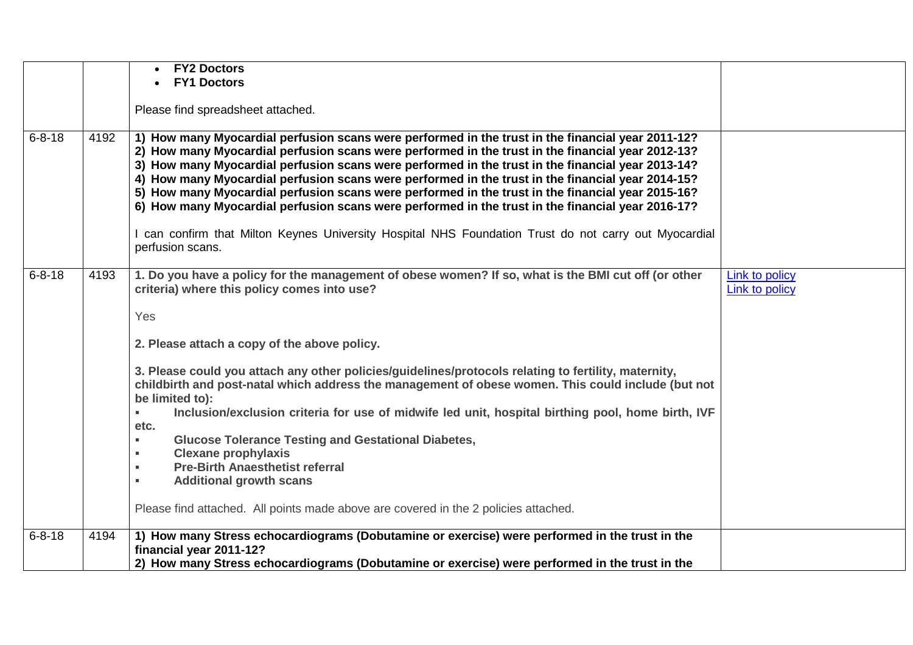| | | | |
|---|---|---|---|
| | | • **FY2 Doctors**<br>• **FY1 Doctors**<br><br>Please find spreadsheet attached. | |
| 6-8-18 | 4192 | **1) How many Myocardial perfusion scans were performed in the trust in the financial year 2011-12?**<br>**2) How many Myocardial perfusion scans were performed in the trust in the financial year 2012-13?**<br>**3) How many Myocardial perfusion scans were performed in the trust in the financial year 2013-14?**<br>**4) How many Myocardial perfusion scans were performed in the trust in the financial year 2014-15?**<br>**5) How many Myocardial perfusion scans were performed in the trust in the financial year 2015-16?**<br>**6) How many Myocardial perfusion scans were performed in the trust in the financial year 2016-17?**<br><br>I can confirm that Milton Keynes University Hospital NHS Foundation Trust do not carry out Myocardial perfusion scans. | |
| 6-8-18 | 4193 | **1. Do you have a policy for the management of obese women? If so, what is the BMI cut off (or other criteria) where this policy comes into use?**<br><br>Yes<br><br>**2. Please attach a copy of the above policy.**<br><br>**3. Please could you attach any other policies/guidelines/protocols relating to fertility, maternity, childbirth and post-natal which address the management of obese women. This could include (but not be limited to):**<br>▪ **Inclusion/exclusion criteria for use of midwife led unit, hospital birthing pool, home birth, IVF etc.**<br>▪ **Glucose Tolerance Testing and Gestational Diabetes,**<br>▪ **Clexane prophylaxis**<br>▪ **Pre-Birth Anaesthetist referral**<br>▪ **Additional growth scans**<br><br>Please find attached. All points made above are covered in the 2 policies attached. | Link to policy<br>Link to policy |
| 6-8-18 | 4194 | **1) How many Stress echocardiograms (Dobutamine or exercise) were performed in the trust in the financial year 2011-12?**<br>**2) How many Stress echocardiograms (Dobutamine or exercise) were performed in the trust in the** | |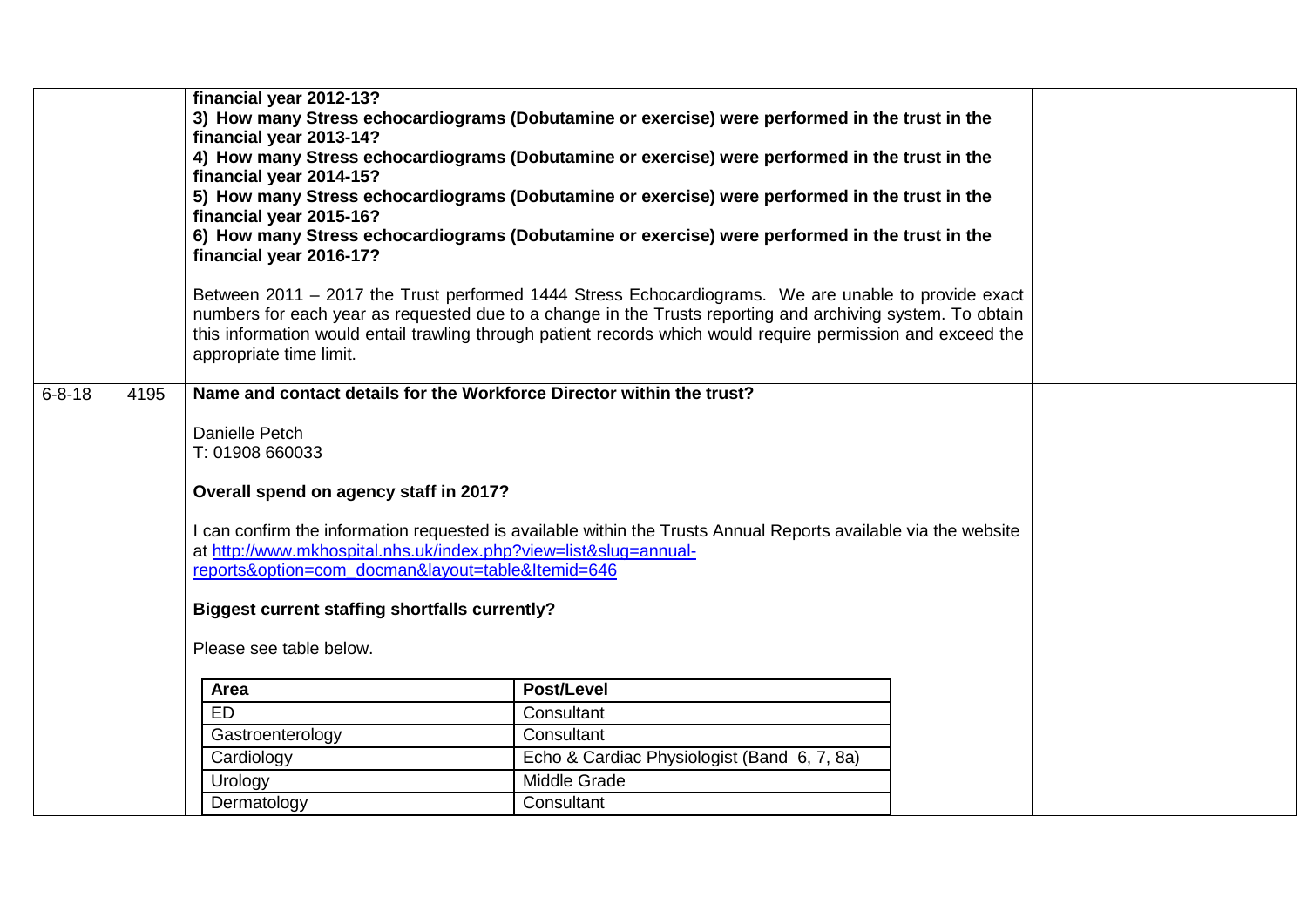| | | | |
|---|---|---|---|
| | | **financial year 2012-13?**<br>**3) How many Stress echocardiograms (Dobutamine or exercise) were performed in the trust in the financial year 2013-14?**<br>**4) How many Stress echocardiograms (Dobutamine or exercise) were performed in the trust in the financial year 2014-15?**<br>**5) How many Stress echocardiograms (Dobutamine or exercise) were performed in the trust in the financial year 2015-16?**<br>**6) How many Stress echocardiograms (Dobutamine or exercise) were performed in the trust in the financial year 2016-17?**<br><br>Between 2011 – 2017 the Trust performed 1444 Stress Echocardiograms. We are unable to provide exact numbers for each year as requested due to a change in the Trusts reporting and archiving system. To obtain this information would entail trawling through patient records which would require permission and exceed the appropriate time limit. | |
| 6-8-18 | 4195 | **Name and contact details for the Workforce Director within the trust?**<br><br>Danielle Petch<br>T: 01908 660033<br><br>**Overall spend on agency staff in 2017?**<br><br>I can confirm the information requested is available within the Trusts Annual Reports available via the website at http://www.mkhospital.nhs.uk/index.php?view=list&slug=annual-reports&option=com_docman&layout=table&Itemid=646<br><br>**Biggest current staffing shortfalls currently?**<br><br>Please see table below. | |

| Area | Post/Level |
|---|---|
| ED | Consultant |
| Gastroenterology | Consultant |
| Cardiology | Echo & Cardiac Physiologist (Band 6, 7, 8a) |
| Urology | Middle Grade |
| Dermatology | Consultant |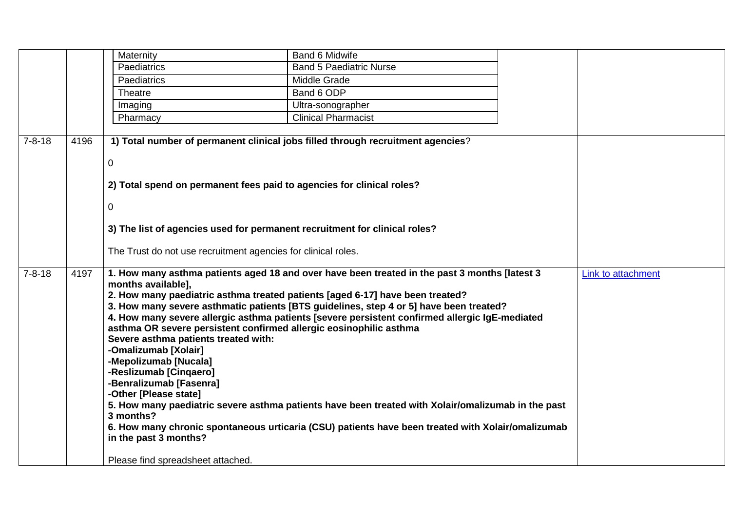| | | | |
|---|---|---|---|
| | | Maternity — Band 6 Midwife<br>Paediatrics — Band 5 Paediatric Nurse<br>Paediatrics — Middle Grade<br>Theatre — Band 6 ODP<br>Imaging — Ultra-sonographer<br>Pharmacy — Clinical Pharmacist | |
| 7-8-18 | 4196 | **1) Total number of permanent clinical jobs filled through recruitment agencies**?<br><br>0<br><br>**2) Total spend on permanent fees paid to agencies for clinical roles?**<br><br>0<br><br>**3) The list of agencies used for permanent recruitment for clinical roles?**<br><br>The Trust do not use recruitment agencies for clinical roles. | |
| 7-8-18 | 4197 | **1. How many asthma patients aged 18 and over have been treated in the past 3 months [latest 3 months available],**<br>**2. How many paediatric asthma treated patients [aged 6-17] have been treated?**<br>**3. How many severe asthmatic patients [BTS guidelines, step 4 or 5] have been treated?**<br>**4. How many severe allergic asthma patients [severe persistent confirmed allergic IgE-mediated asthma OR severe persistent confirmed allergic eosinophilic asthma**<br>**Severe asthma patients treated with:**<br>**-Omalizumab [Xolair]**<br>**-Mepolizumab [Nucala]**<br>**-Reslizumab [Cinqaero]**<br>**-Benralizumab [Fasenra]**<br>**-Other [Please state]**<br>**5. How many paediatric severe asthma patients have been treated with Xolair/omalizumab in the past 3 months?**<br>**6. How many chronic spontaneous urticaria (CSU) patients have been treated with Xolair/omalizumab in the past 3 months?**<br><br>Please find spreadsheet attached. | Link to attachment |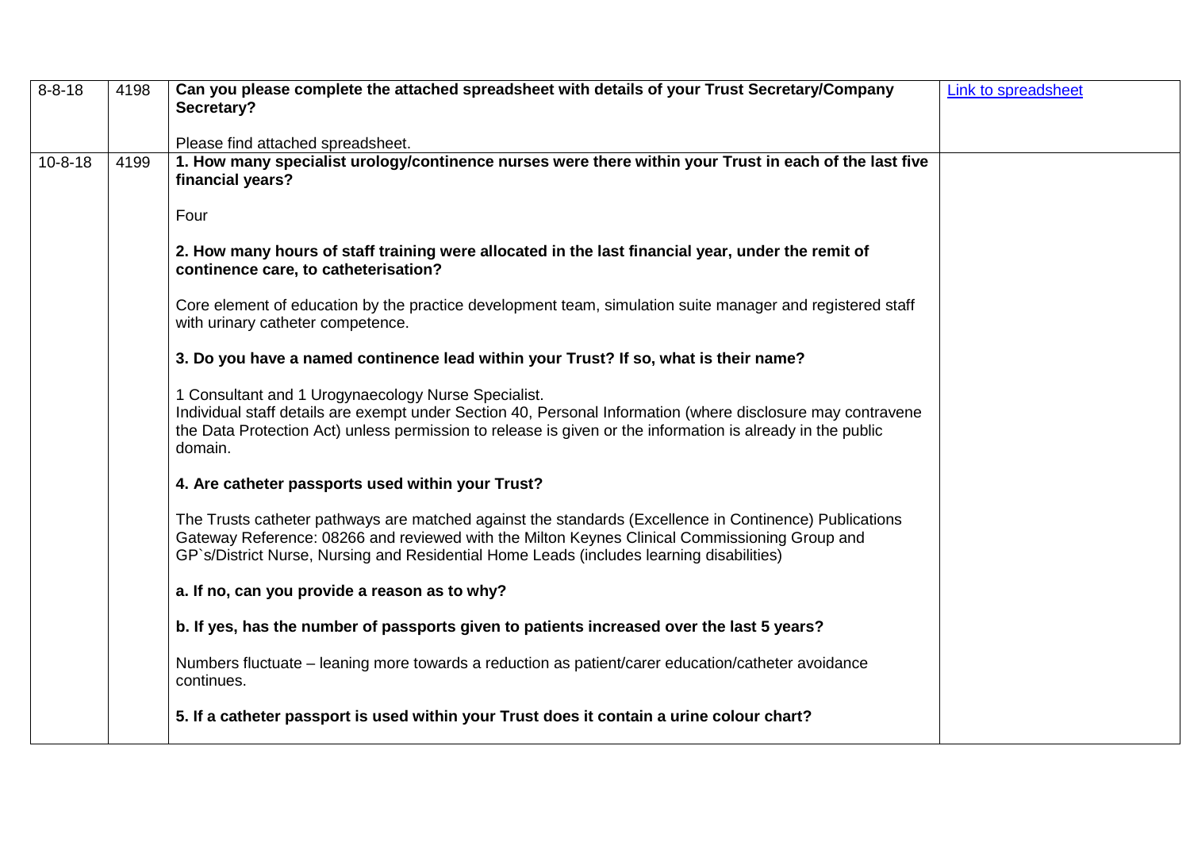| | | | |
|---|---|---|---|
| 8-8-18 | 4198 | **Can you please complete the attached spreadsheet with details of your Trust Secretary/Company Secretary?**<br><br>Please find attached spreadsheet. | Link to spreadsheet |
| 10-8-18 | 4199 | **1. How many specialist urology/continence nurses were there within your Trust in each of the last five financial years?**<br><br>Four<br><br>**2. How many hours of staff training were allocated in the last financial year, under the remit of continence care, to catheterisation?**<br><br>Core element of education by the practice development team, simulation suite manager and registered staff with urinary catheter competence.<br><br>**3. Do you have a named continence lead within your Trust? If so, what is their name?**<br><br>1 Consultant and 1 Urogynaecology Nurse Specialist.<br>Individual staff details are exempt under Section 40, Personal Information (where disclosure may contravene the Data Protection Act) unless permission to release is given or the information is already in the public domain.<br><br>**4. Are catheter passports used within your Trust?**<br><br>The Trusts catheter pathways are matched against the standards (Excellence in Continence) Publications Gateway Reference: 08266 and reviewed with the Milton Keynes Clinical Commissioning Group and GP`s/District Nurse, Nursing and Residential Home Leads (includes learning disabilities)<br><br>**a. If no, can you provide a reason as to why?**<br><br>**b. If yes, has the number of passports given to patients increased over the last 5 years?**<br><br>Numbers fluctuate – leaning more towards a reduction as patient/carer education/catheter avoidance continues.<br><br>**5. If a catheter passport is used within your Trust does it contain a urine colour chart?** | |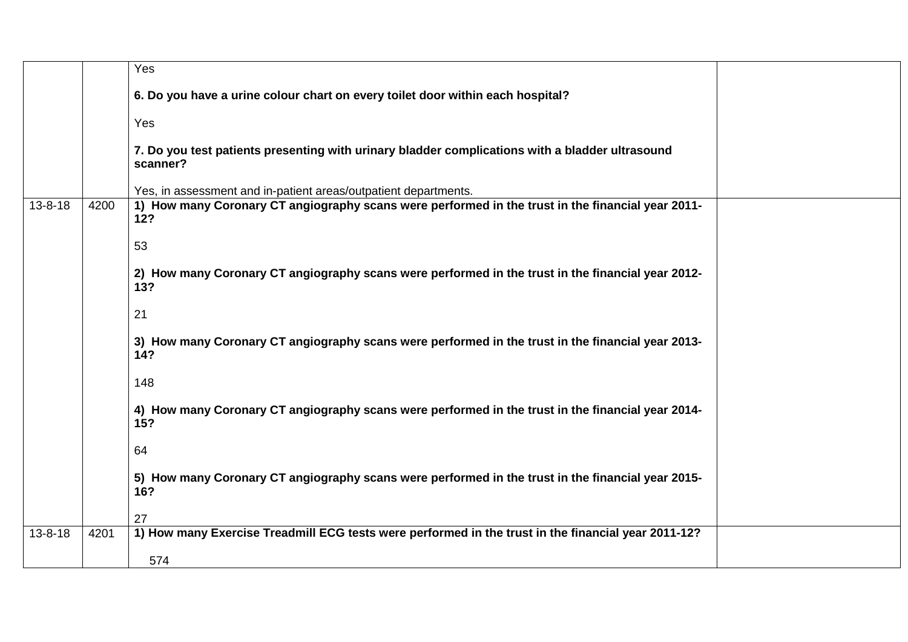| | | | |
|---|---|---|---|
| | | Yes<br><br>**6. Do you have a urine colour chart on every toilet door within each hospital?**<br><br>Yes<br><br>**7. Do you test patients presenting with urinary bladder complications with a bladder ultrasound scanner?**<br><br>Yes, in assessment and in-patient areas/outpatient departments. | |
| 13-8-18 | 4200 | **1) How many Coronary CT angiography scans were performed in the trust in the financial year 2011-12?**<br><br>53<br><br>**2) How many Coronary CT angiography scans were performed in the trust in the financial year 2012-13?**<br><br>21<br><br>**3) How many Coronary CT angiography scans were performed in the trust in the financial year 2013-14?**<br><br>148<br><br>**4) How many Coronary CT angiography scans were performed in the trust in the financial year 2014-15?**<br><br>64<br><br>**5) How many Coronary CT angiography scans were performed in the trust in the financial year 2015-16?**<br><br>27 | |
| 13-8-18 | 4201 | **1) How many Exercise Treadmill ECG tests were performed in the trust in the financial year 2011-12?**<br><br>574 | |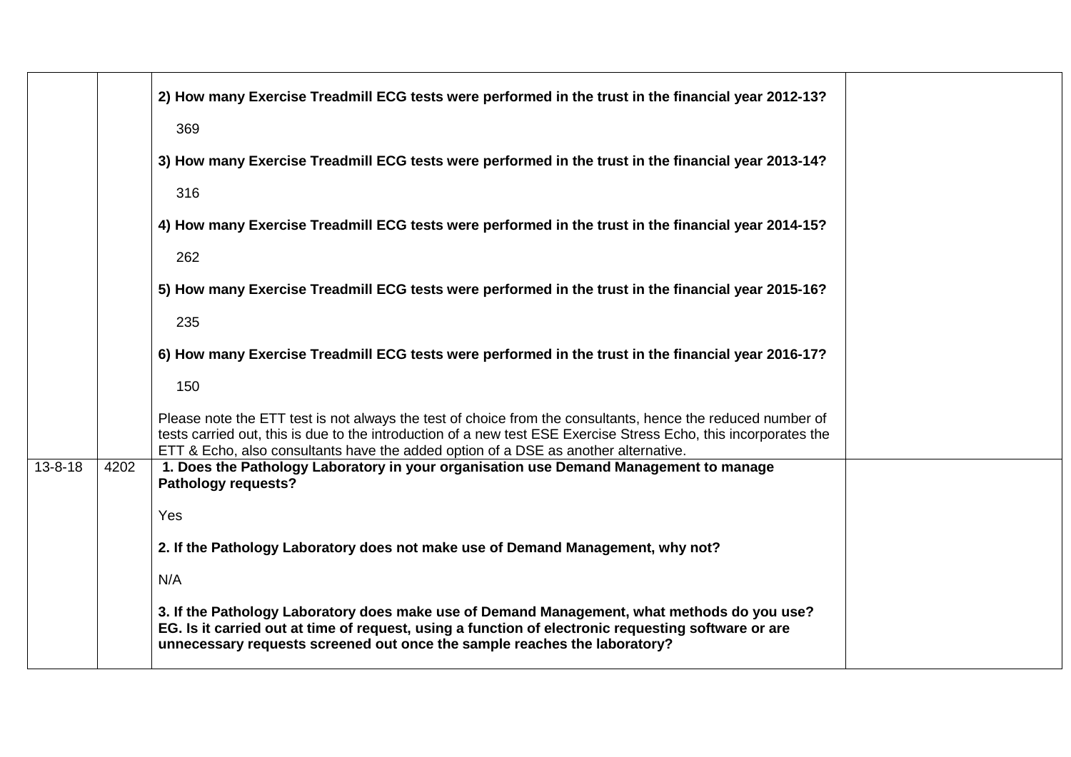| | | | |
|---|---|---|---|
| | | **2) How many Exercise Treadmill ECG tests were performed in the trust in the financial year 2012-13?**<br><br>369<br><br>**3) How many Exercise Treadmill ECG tests were performed in the trust in the financial year 2013-14?**<br><br>316<br><br>**4) How many Exercise Treadmill ECG tests were performed in the trust in the financial year 2014-15?**<br><br>262<br><br>**5) How many Exercise Treadmill ECG tests were performed in the trust in the financial year 2015-16?**<br><br>235<br><br>**6) How many Exercise Treadmill ECG tests were performed in the trust in the financial year 2016-17?**<br><br>150<br><br>Please note the ETT test is not always the test of choice from the consultants, hence the reduced number of tests carried out, this is due to the introduction of a new test ESE Exercise Stress Echo, this incorporates the ETT & Echo, also consultants have the added option of a DSE as another alternative. | |
| 13-8-18 | 4202 | **1. Does the Pathology Laboratory in your organisation use Demand Management to manage Pathology requests?**<br><br>Yes<br><br>**2. If the Pathology Laboratory does not make use of Demand Management, why not?**<br><br>N/A<br><br>**3. If the Pathology Laboratory does make use of Demand Management, what methods do you use? EG. Is it carried out at time of request, using a function of electronic requesting software or are unnecessary requests screened out once the sample reaches the laboratory?** | |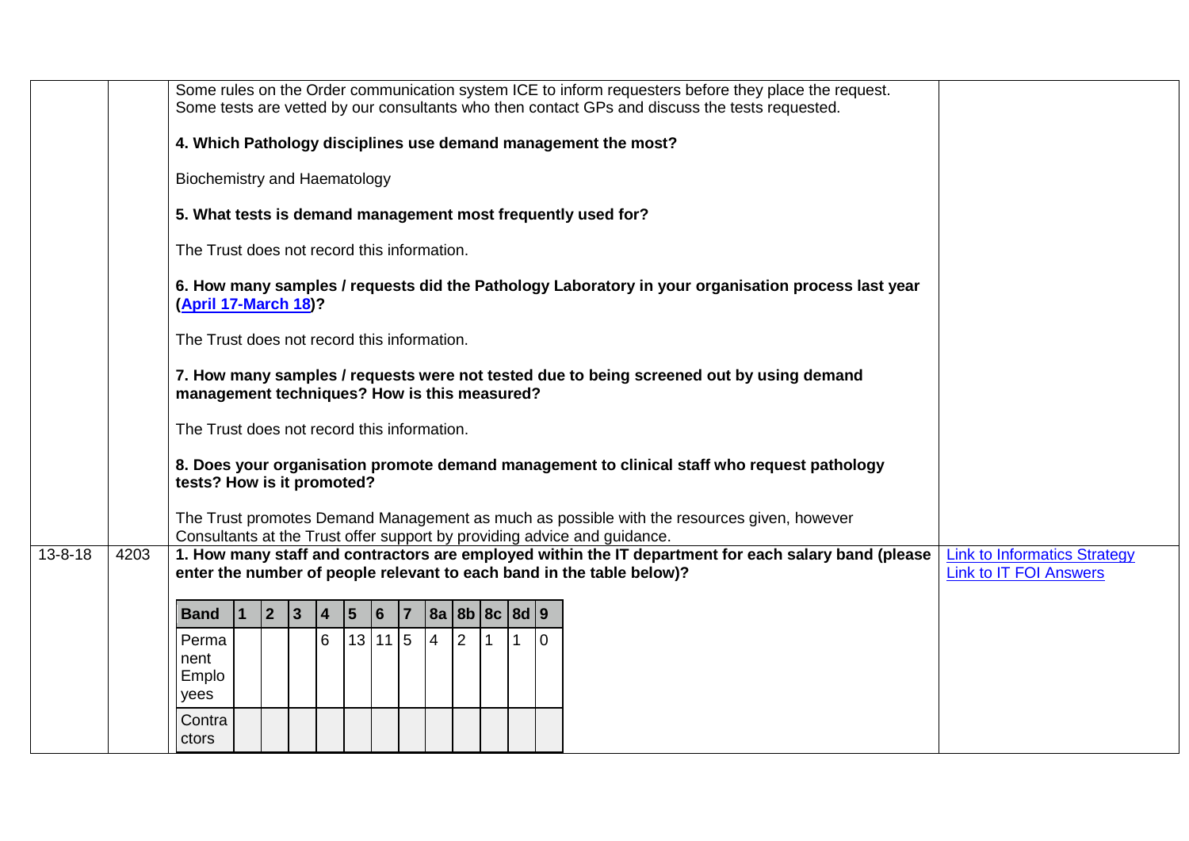| | | | |
|---|---|---|---|
| | | Some rules on the Order communication system ICE to inform requesters before they place the request.<br>Some tests are vetted by our consultants who then contact GPs and discuss the tests requested.<br><br>**4. Which Pathology disciplines use demand management the most?**<br><br>Biochemistry and Haematology<br><br>**5. What tests is demand management most frequently used for?**<br><br>The Trust does not record this information.<br><br>**6. How many samples / requests did the Pathology Laboratory in your organisation process last year (April 17-March 18)?**<br><br>The Trust does not record this information.<br><br>**7. How many samples / requests were not tested due to being screened out by using demand management techniques? How is this measured?**<br><br>The Trust does not record this information.<br><br>**8. Does your organisation promote demand management to clinical staff who request pathology tests? How is it promoted?**<br><br>The Trust promotes Demand Management as much as possible with the resources given, however Consultants at the Trust offer support by providing advice and guidance. | |
| 13-8-18 | 4203 | **1. How many staff and contractors are employed within the IT department for each salary band (please enter the number of people relevant to each band in the table below)?** | Link to Informatics Strategy<br>Link to IT FOI Answers |

| Band | 1 | 2 | 3 | 4 | 5 | 6 | 7 | 8a | 8b | 8c | 8d | 9 |
|---|---|---|---|---|---|---|---|---|---|---|---|---|
| Permanent Employees | | | | 6 | 13 | 11 | 5 | 4 | 2 | 1 | 1 | 0 |
| Contractors | | | | | | | | | | | | |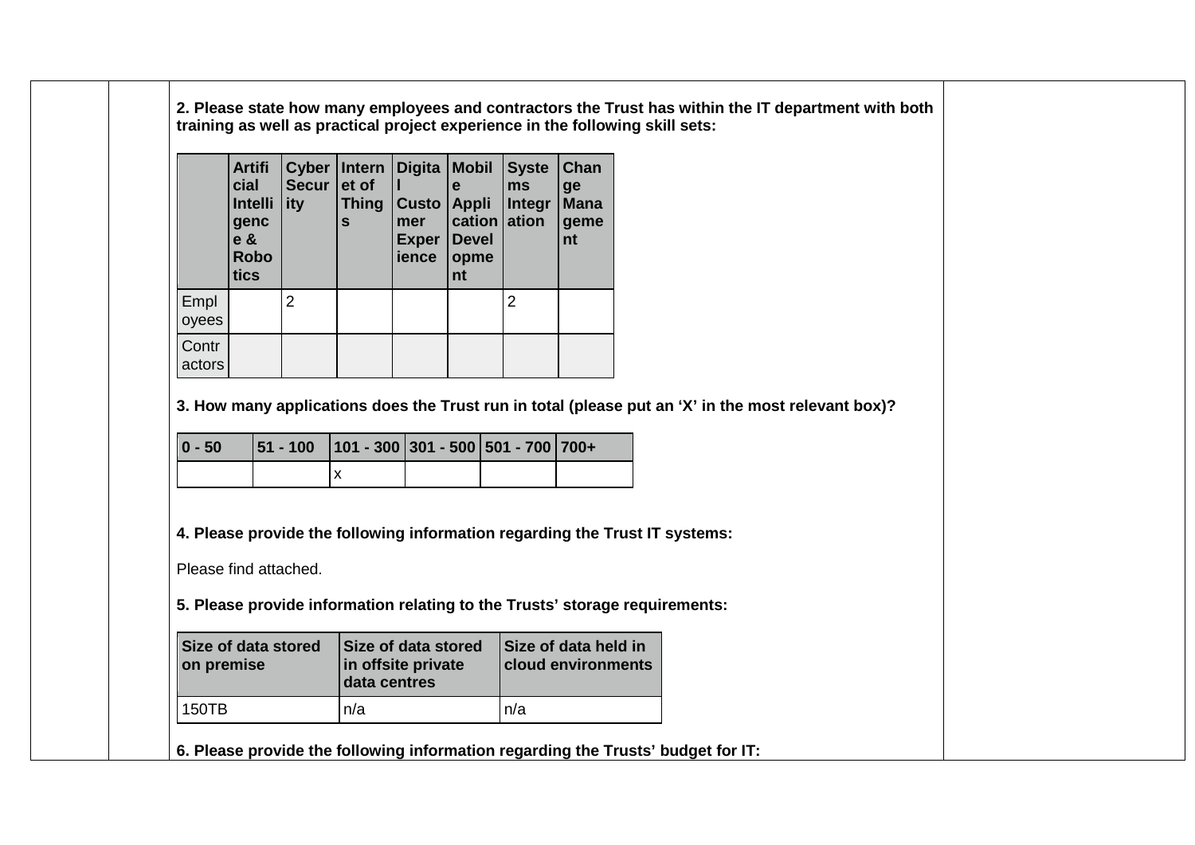**2. Please state how many employees and contractors the Trust has within the IT department with both training as well as practical project experience in the following skill sets:**

| | Artificial Intelligence & Robotics | Cyber Security | Internet of Things | Digital Customer Experience | Mobile Application Development | Systems Integration | Change Management |
|---|---|---|---|---|---|---|---|
| Employees | | 2 | | | | 2 | |
| Contractors | | | | | | | |

**3. How many applications does the Trust run in total (please put an 'X' in the most relevant box)?**

| 0 - 50 | 51 - 100 | 101 - 300 | 301 - 500 | 501 - 700 | 700+ |
|---|---|---|---|---|---|
| | | x | | | |

**4. Please provide the following information regarding the Trust IT systems:**

Please find attached.

**5. Please provide information relating to the Trusts' storage requirements:**

| Size of data stored on premise | Size of data stored in offsite private data centres | Size of data held in cloud environments |
|---|---|---|
| 150TB | n/a | n/a |

**6. Please provide the following information regarding the Trusts' budget for IT:**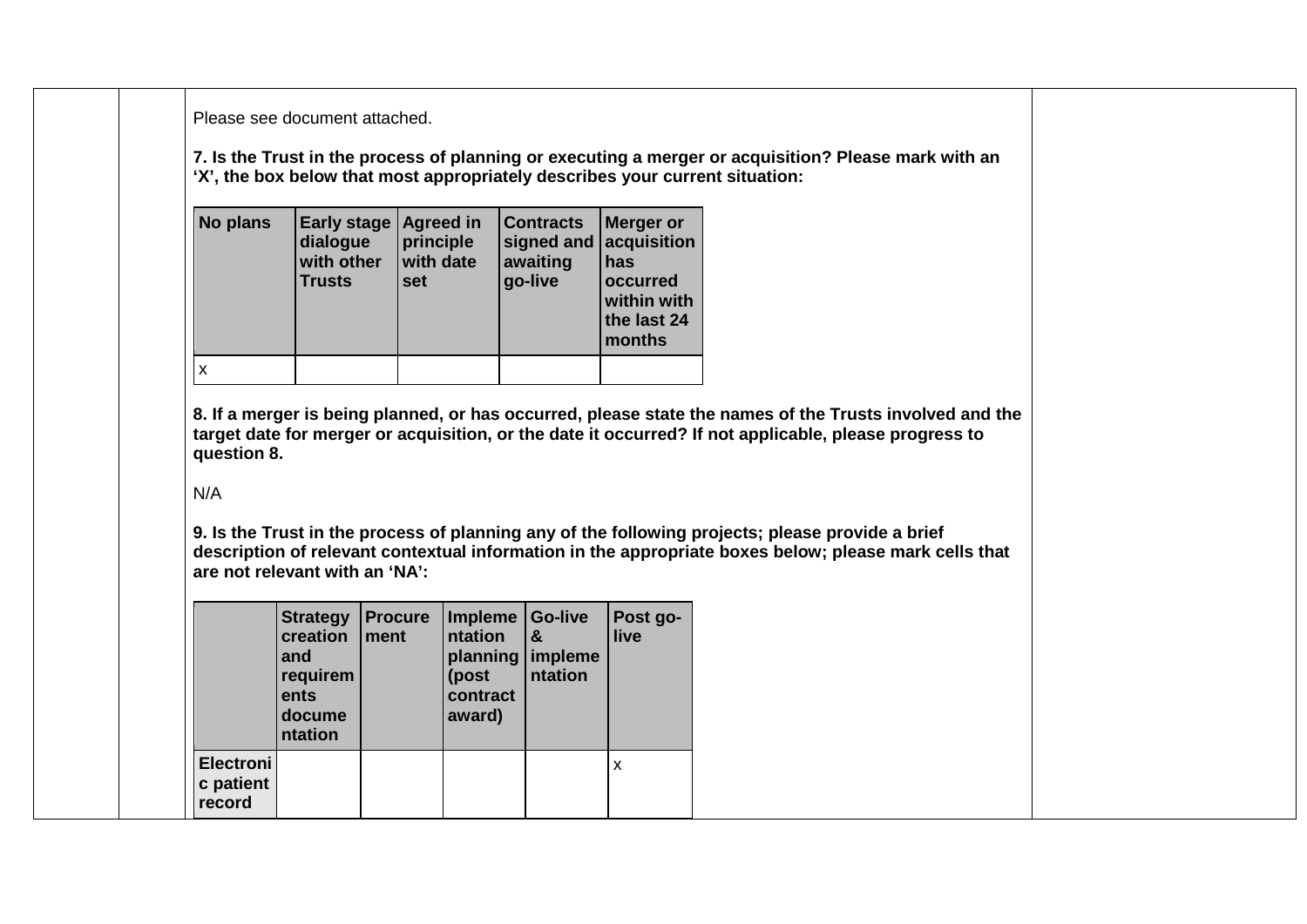Please see document attached.

**7. Is the Trust in the process of planning or executing a merger or acquisition? Please mark with an 'X', the box below that most appropriately describes your current situation:**

| No plans | Early stage dialogue with other Trusts | Agreed in principle with date set | Contracts signed and awaiting go-live | Merger or acquisition has occurred within with the last 24 months |
|---|---|---|---|---|
| x | | | | |

**8. If a merger is being planned, or has occurred, please state the names of the Trusts involved and the target date for merger or acquisition, or the date it occurred? If not applicable, please progress to question 8.**

N/A

**9. Is the Trust in the process of planning any of the following projects; please provide a brief description of relevant contextual information in the appropriate boxes below; please mark cells that are not relevant with an 'NA':**

| | Strategy creation and requirements documentation | Procurement | Implementation planning (post contract award) | Go-live & implementation | Post go-live |
|---|---|---|---|---|---|
| **Electronic patient record** | | | | | x |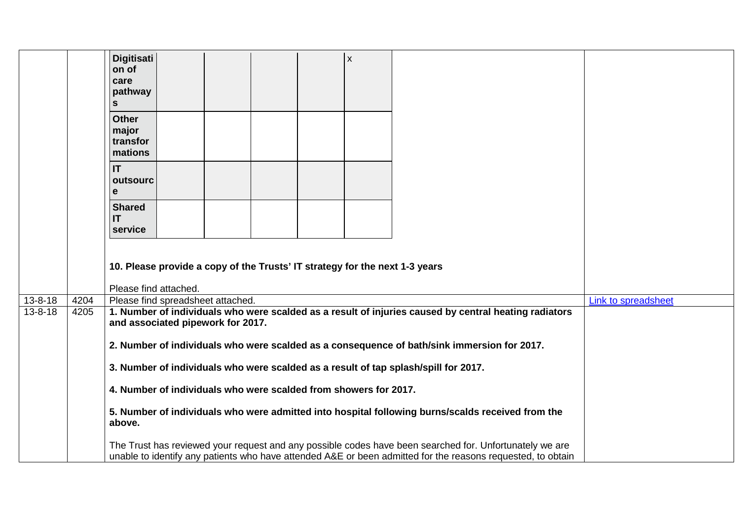| | | | |
|---|---|---|---|
| | | <table><tr><td>**Digitisation of care pathways**</td><td></td><td></td><td></td><td></td><td>x</td></tr><tr><td>**Other major transformations**</td><td></td><td></td><td></td><td></td><td></td></tr><tr><td>**IT outsource**</td><td></td><td></td><td></td><td></td><td></td></tr><tr><td>**Shared IT service**</td><td></td><td></td><td></td><td></td><td></td></tr></table><br><br>**10. Please provide a copy of the Trusts' IT strategy for the next 1-3 years**<br><br>Please find attached. | |
| 13-8-18 | 4204 | Please find spreadsheet attached. | Link to spreadsheet |
| 13-8-18 | 4205 | **1. Number of individuals who were scalded as a result of injuries caused by central heating radiators and associated pipework for 2017.**<br><br>**2. Number of individuals who were scalded as a consequence of bath/sink immersion for 2017.**<br><br>**3. Number of individuals who were scalded as a result of tap splash/spill for 2017.**<br><br>**4. Number of individuals who were scalded from showers for 2017.**<br><br>**5. Number of individuals who were admitted into hospital following burns/scalds received from the above.**<br><br>The Trust has reviewed your request and any possible codes have been searched for. Unfortunately we are unable to identify any patients who have attended A&E or been admitted for the reasons requested, to obtain | |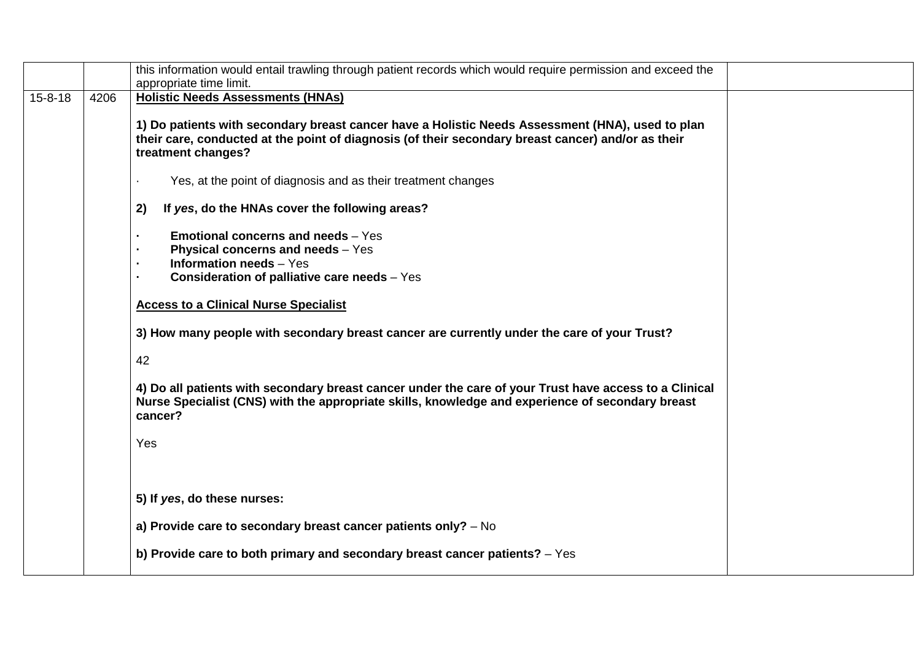| | | | |
|---|---|---|---|
| | | this information would entail trawling through patient records which would require permission and exceed the appropriate time limit. | |
| 15-8-18 | 4206 | **Holistic Needs Assessments (HNAs)**<br><br>**1) Do patients with secondary breast cancer have a Holistic Needs Assessment (HNA), used to plan their care, conducted at the point of diagnosis (of their secondary breast cancer) and/or as their treatment changes?**<br><br>· Yes, at the point of diagnosis and as their treatment changes<br><br>**2) If *yes*, do the HNAs cover the following areas?**<br><br>· **Emotional concerns and needs** – Yes<br>· **Physical concerns and needs** – Yes<br>· **Information needs** – Yes<br>· **Consideration of palliative care needs** – Yes<br><br>**Access to a Clinical Nurse Specialist**<br><br>**3) How many people with secondary breast cancer are currently under the care of your Trust?**<br><br>42<br><br>**4) Do all patients with secondary breast cancer under the care of your Trust have access to a Clinical Nurse Specialist (CNS) with the appropriate skills, knowledge and experience of secondary breast cancer?**<br><br>Yes<br><br>**5) If *yes*, do these nurses:**<br><br>**a) Provide care to secondary breast cancer patients only?** – No<br><br>**b) Provide care to both primary and secondary breast cancer patients?** – Yes | |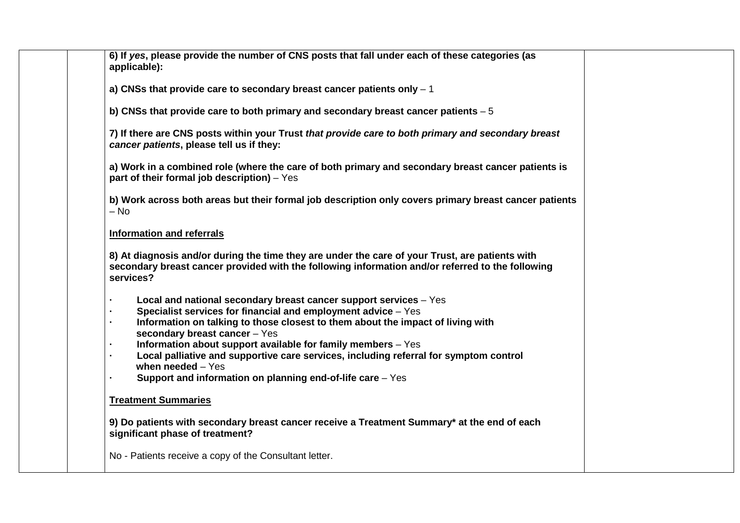**6) If *yes*, please provide the number of CNS posts that fall under each of these categories (as applicable):**

**a) CNSs that provide care to secondary breast cancer patients only** – 1

**b) CNSs that provide care to both primary and secondary breast cancer patients** – 5

**7) If there are CNS posts within your Trust *that provide care to both primary and secondary breast cancer patients*, please tell us if they:**

**a) Work in a combined role (where the care of both primary and secondary breast cancer patients is part of their formal job description)** – Yes

**b) Work across both areas but their formal job description only covers primary breast cancer patients** – No

**Information and referrals**

**8) At diagnosis and/or during the time they are under the care of your Trust, are patients with secondary breast cancer provided with the following information and/or referred to the following services?**

- **Local and national secondary breast cancer support services** – Yes
- **Specialist services for financial and employment advice** – Yes
- **Information on talking to those closest to them about the impact of living with secondary breast cancer** – Yes
- **Information about support available for family members** – Yes
- **Local palliative and supportive care services, including referral for symptom control when needed** – Yes
- **Support and information on planning end-of-life care** – Yes

**Treatment Summaries**

**9) Do patients with secondary breast cancer receive a Treatment Summary* at the end of each significant phase of treatment?**

No - Patients receive a copy of the Consultant letter.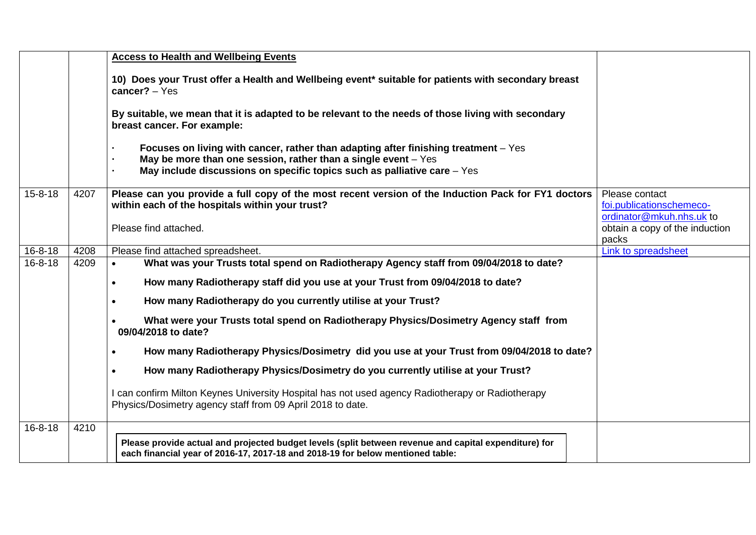| | | | |
|---|---|---|---|
| | | **Access to Health and Wellbeing Events**<br><br>**10) Does your Trust offer a Health and Wellbeing event* suitable for patients with secondary breast cancer?** – Yes<br><br>**By suitable, we mean that it is adapted to be relevant to the needs of those living with secondary breast cancer. For example:**<br><br>· **Focuses on living with cancer, rather than adapting after finishing treatment** – Yes<br>· **May be more than one session, rather than a single event** – Yes<br>· **May include discussions on specific topics such as palliative care** – Yes | |
| 15-8-18 | 4207 | **Please can you provide a full copy of the most recent version of the Induction Pack for FY1 doctors within each of the hospitals within your trust?**<br><br>Please find attached. | Please contact foi.publicationschemeco-ordinator@mkuh.nhs.uk to obtain a copy of the induction packs |
| 16-8-18 | 4208 | Please find attached spreadsheet. | Link to spreadsheet |
| 16-8-18 | 4209 | • **What was your Trusts total spend on Radiotherapy Agency staff from 09/04/2018 to date?**<br>• **How many Radiotherapy staff did you use at your Trust from 09/04/2018 to date?**<br>• **How many Radiotherapy do you currently utilise at your Trust?**<br>• **What were your Trusts total spend on Radiotherapy Physics/Dosimetry Agency staff from 09/04/2018 to date?**<br>• **How many Radiotherapy Physics/Dosimetry did you use at your Trust from 09/04/2018 to date?**<br>• **How many Radiotherapy Physics/Dosimetry do you currently utilise at your Trust?**<br><br>I can confirm Milton Keynes University Hospital has not used agency Radiotherapy or Radiotherapy Physics/Dosimetry agency staff from 09 April 2018 to date. | |
| 16-8-18 | 4210 | **Please provide actual and projected budget levels (split between revenue and capital expenditure) for each financial year of 2016-17, 2017-18 and 2018-19 for below mentioned table:** | |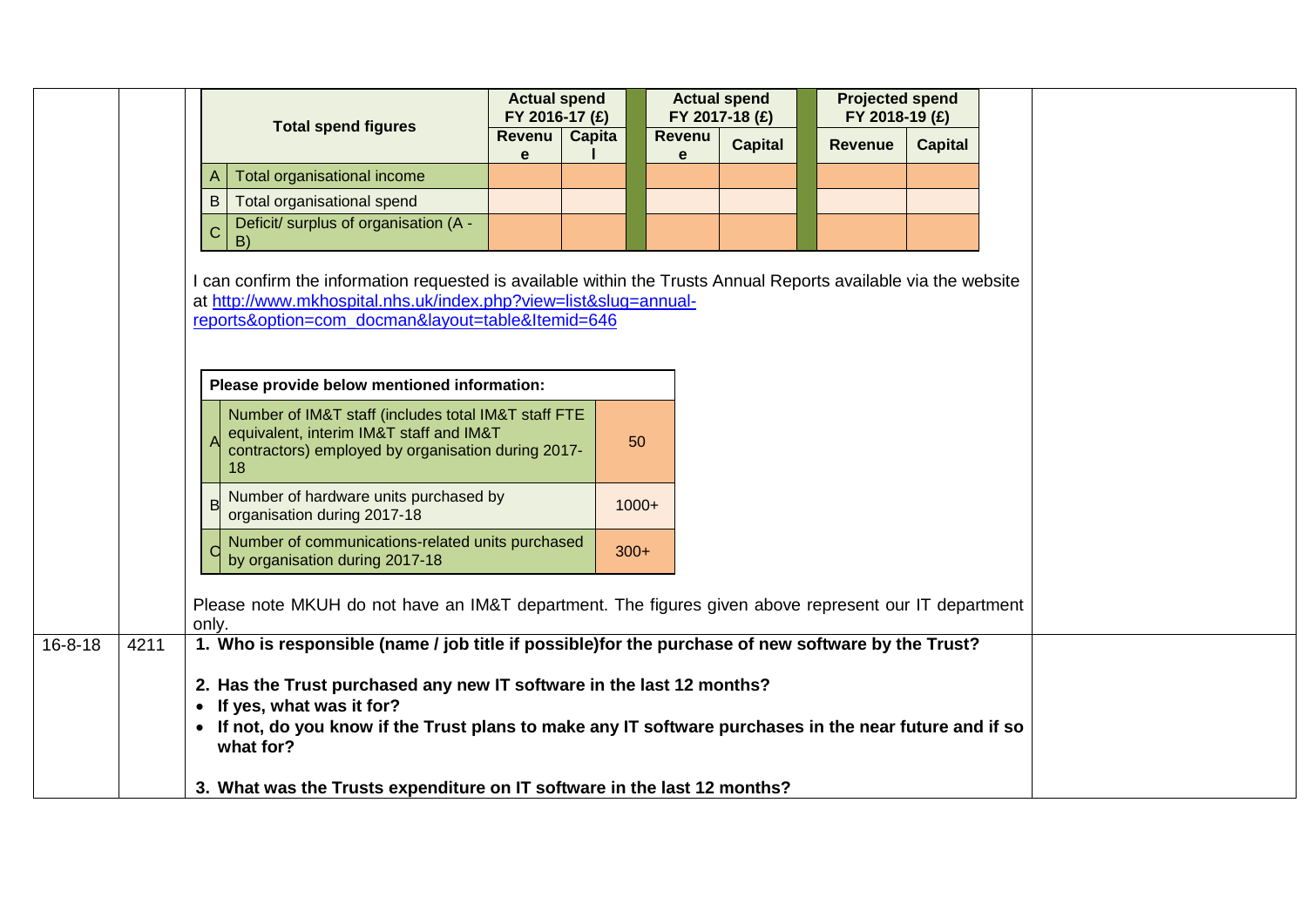| Total spend figures | | Actual spend FY 2016-17 (£) | | Actual spend FY 2017-18 (£) | | Projected spend FY 2018-19 (£) | |
|---|---|---|---|---|---|---|---|
| | | Revenue | Capital | Revenue | Capital | Revenue | Capital |
| A | Total organisational income | | | | | | |
| B | Total organisational spend | | | | | | |
| C | Deficit/ surplus of organisation (A - B) | | | | | | |

I can confirm the information requested is available within the Trusts Annual Reports available via the website at http://www.mkhospital.nhs.uk/index.php?view=list&slug=annual-reports&option=com_docman&layout=table&Itemid=646

| Please provide below mentioned information: | | |
|---|---|---|
| A | Number of IM&T staff (includes total IM&T staff FTE equivalent, interim IM&T staff and IM&T contractors) employed by organisation during 2017-18 | 50 |
| B | Number of hardware units purchased by organisation during 2017-18 | 1000+ |
| C | Number of communications-related units purchased by organisation during 2017-18 | 300+ |

Please note MKUH do not have an IM&T department. The figures given above represent our IT department only.

| 16-8-18 | 4211 | **1. Who is responsible (name / job title if possible)for the purchase of new software by the Trust?**<br><br>**2. Has the Trust purchased any new IT software in the last 12 months?**<br>• **If yes, what was it for?**<br>• **If not, do you know if the Trust plans to make any IT software purchases in the near future and if so what for?**<br><br>**3. What was the Trusts expenditure on IT software in the last 12 months?** | |
|---|---|---|---|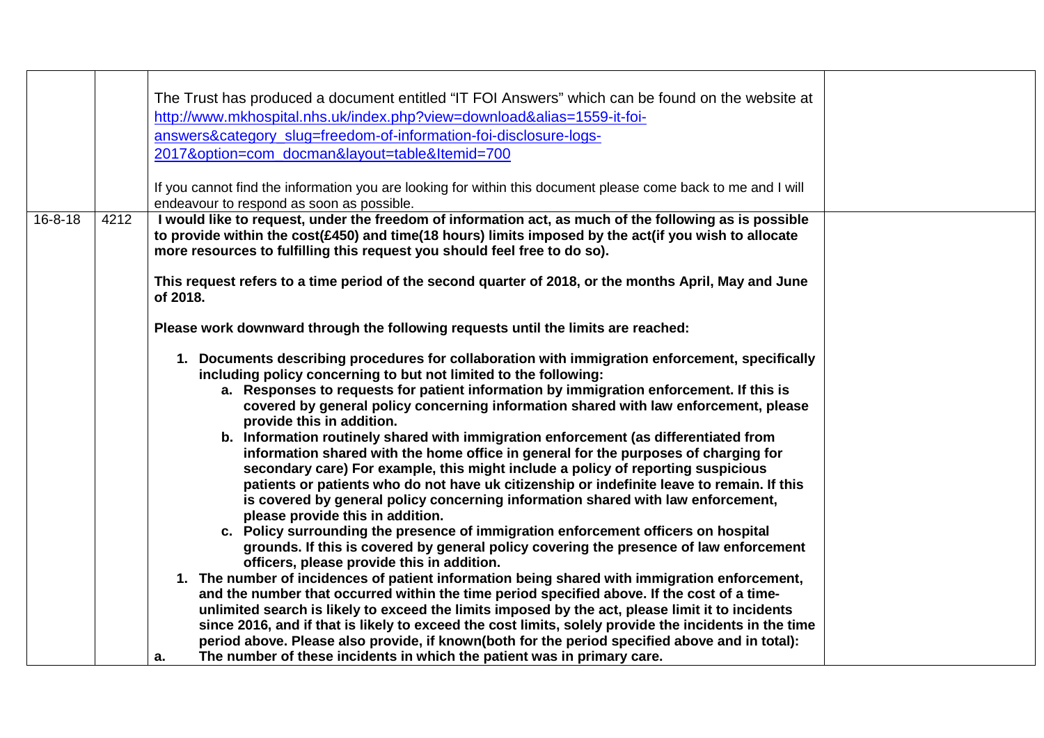| | | | |
|---|---|---|---|
| | | The Trust has produced a document entitled "IT FOI Answers" which can be found on the website at [http://www.mkhospital.nhs.uk/index.php?view=download&alias=1559-it-foi-answers&category_slug=freedom-of-information-foi-disclosure-logs-2017&option=com_docman&layout=table&Itemid=700](http://www.mkhospital.nhs.uk/index.php?view=download&alias=1559-it-foi-answers&category_slug=freedom-of-information-foi-disclosure-logs-2017&option=com_docman&layout=table&Itemid=700)<br><br>If you cannot find the information you are looking for within this document please come back to me and I will endeavour to respond as soon as possible. | |
| 16-8-18 | 4212 | **I would like to request, under the freedom of information act, as much of the following as is possible to provide within the cost(£450) and time(18 hours) limits imposed by the act(if you wish to allocate more resources to fulfilling this request you should feel free to do so).**<br><br>**This request refers to a time period of the second quarter of 2018, or the months April, May and June of 2018.**<br><br>**Please work downward through the following requests until the limits are reached:**<br><br>**1. Documents describing procedures for collaboration with immigration enforcement, specifically including policy concerning to but not limited to the following:**<br>**a. Responses to requests for patient information by immigration enforcement. If this is covered by general policy concerning information shared with law enforcement, please provide this in addition.**<br>**b. Information routinely shared with immigration enforcement (as differentiated from information shared with the home office in general for the purposes of charging for secondary care) For example, this might include a policy of reporting suspicious patients or patients who do not have uk citizenship or indefinite leave to remain. If this is covered by general policy concerning information shared with law enforcement, please provide this in addition.**<br>**c. Policy surrounding the presence of immigration enforcement officers on hospital grounds. If this is covered by general policy covering the presence of law enforcement officers, please provide this in addition.**<br>**1. The number of incidences of patient information being shared with immigration enforcement, and the number that occurred within the time period specified above. If the cost of a time-unlimited search is likely to exceed the limits imposed by the act, please limit it to incidents since 2016, and if that is likely to exceed the cost limits, solely provide the incidents in the time period above. Please also provide, if known(both for the period specified above and in total):**<br>**a. The number of these incidents in which the patient was in primary care.** | |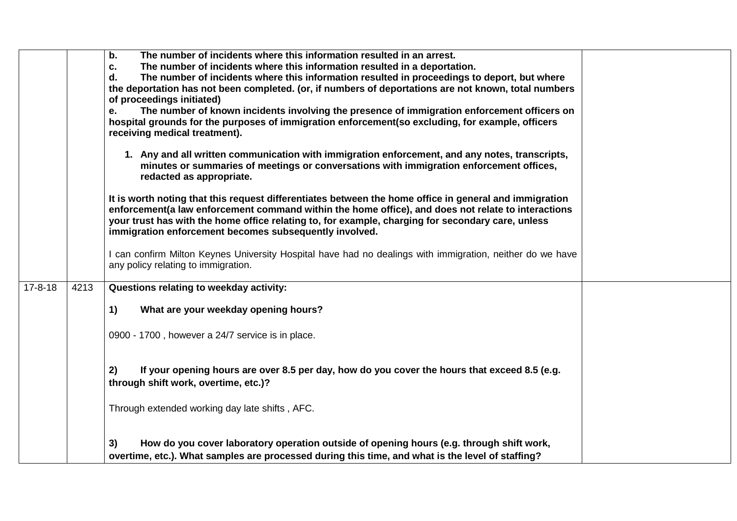| | | | |
|---|---|---|---|
| | | **b. The number of incidents where this information resulted in an arrest.**<br>**c. The number of incidents where this information resulted in a deportation.**<br>**d. The number of incidents where this information resulted in proceedings to deport, but where the deportation has not been completed. (or, if numbers of deportations are not known, total numbers of proceedings initiated)**<br>**e. The number of known incidents involving the presence of immigration enforcement officers on hospital grounds for the purposes of immigration enforcement(so excluding, for example, officers receiving medical treatment).**<br><br>**1. Any and all written communication with immigration enforcement, and any notes, transcripts, minutes or summaries of meetings or conversations with immigration enforcement offices, redacted as appropriate.**<br><br>**It is worth noting that this request differentiates between the home office in general and immigration enforcement(a law enforcement command within the home office), and does not relate to interactions your trust has with the home office relating to, for example, charging for secondary care, unless immigration enforcement becomes subsequently involved.**<br><br>I can confirm Milton Keynes University Hospital have had no dealings with immigration, neither do we have any policy relating to immigration. | |
| 17-8-18 | 4213 | **Questions relating to weekday activity:**<br><br>**1) What are your weekday opening hours?**<br><br>0900 - 1700 , however a 24/7 service is in place.<br><br>**2) If your opening hours are over 8.5 per day, how do you cover the hours that exceed 8.5 (e.g. through shift work, overtime, etc.)?**<br><br>Through extended working day late shifts , AFC.<br><br>**3) How do you cover laboratory operation outside of opening hours (e.g. through shift work, overtime, etc.). What samples are processed during this time, and what is the level of staffing?** | |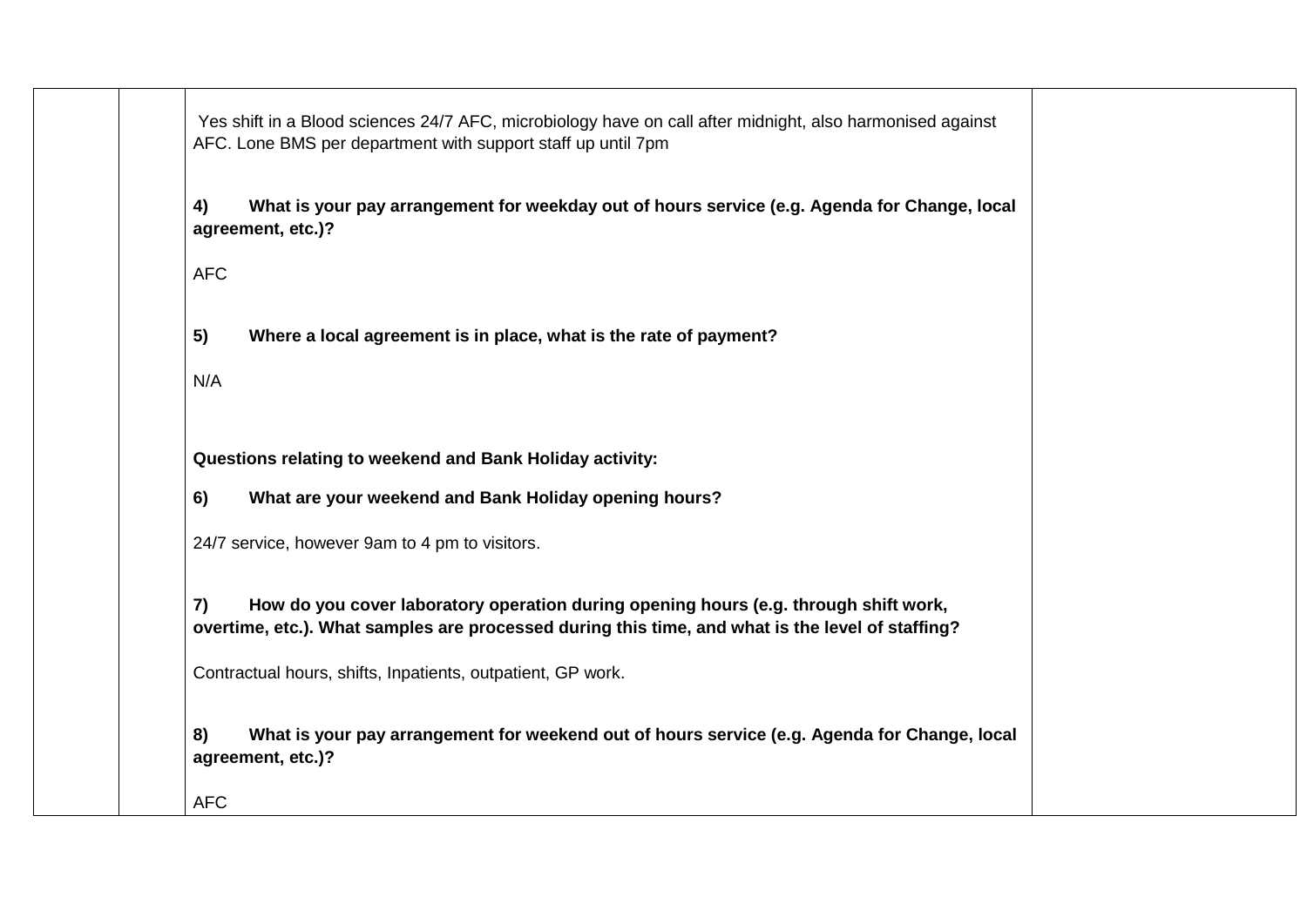| | | Yes shift in a Blood sciences 24/7 AFC, microbiology have on call after midnight, also harmonised against AFC. Lone BMS per department with support staff up until 7pm<br><br>**4) What is your pay arrangement for weekday out of hours service (e.g. Agenda for Change, local agreement, etc.)?**<br><br>AFC<br><br>**5) Where a local agreement is in place, what is the rate of payment?**<br><br>N/A<br><br>**Questions relating to weekend and Bank Holiday activity:**<br><br>**6) What are your weekend and Bank Holiday opening hours?**<br><br>24/7 service, however 9am to 4 pm to visitors.<br><br>**7) How do you cover laboratory operation during opening hours (e.g. through shift work, overtime, etc.). What samples are processed during this time, and what is the level of staffing?**<br><br>Contractual hours, shifts, Inpatients, outpatient, GP work.<br><br>**8) What is your pay arrangement for weekend out of hours service (e.g. Agenda for Change, local agreement, etc.)?**<br><br>AFC | |
|---|---|---|---|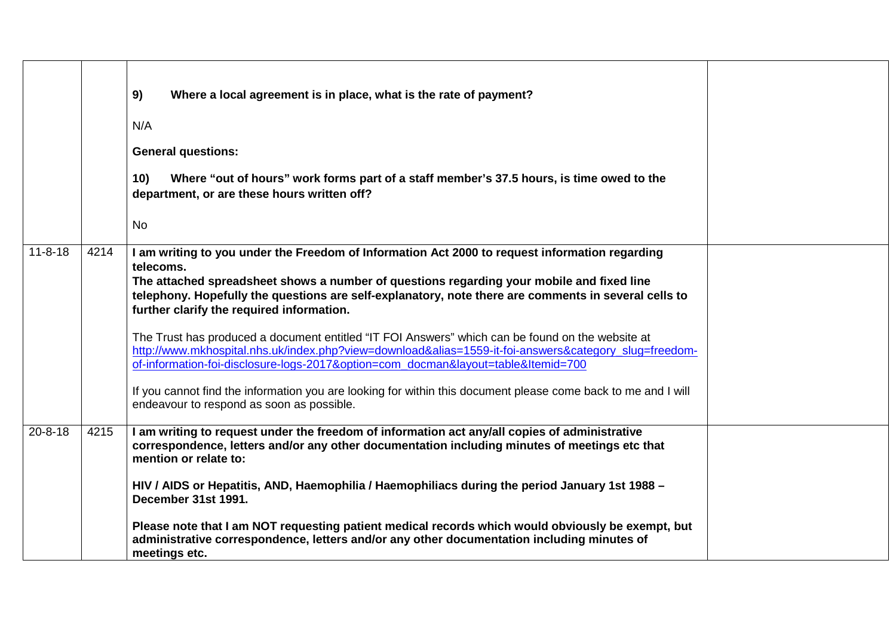| | | | |
|---|---|---|---|
| | | **9) Where a local agreement is in place, what is the rate of payment?**<br><br>N/A<br><br>**General questions:**<br><br>**10) Where "out of hours" work forms part of a staff member's 37.5 hours, is time owed to the department, or are these hours written off?**<br><br>No | |
| 11-8-18 | 4214 | **I am writing to you under the Freedom of Information Act 2000 to request information regarding telecoms.**<br>**The attached spreadsheet shows a number of questions regarding your mobile and fixed line telephony. Hopefully the questions are self-explanatory, note there are comments in several cells to further clarify the required information.**<br><br>The Trust has produced a document entitled "IT FOI Answers" which can be found on the website at http://www.mkhospital.nhs.uk/index.php?view=download&alias=1559-it-foi-answers&category_slug=freedom-of-information-foi-disclosure-logs-2017&option=com_docman&layout=table&Itemid=700<br><br>If you cannot find the information you are looking for within this document please come back to me and I will endeavour to respond as soon as possible. | |
| 20-8-18 | 4215 | **I am writing to request under the freedom of information act any/all copies of administrative correspondence, letters and/or any other documentation including minutes of meetings etc that mention or relate to:**<br><br>**HIV / AIDS or Hepatitis, AND, Haemophilia / Haemophiliacs during the period January 1st 1988 – December 31st 1991.**<br><br>**Please note that I am NOT requesting patient medical records which would obviously be exempt, but administrative correspondence, letters and/or any other documentation including minutes of meetings etc.** | |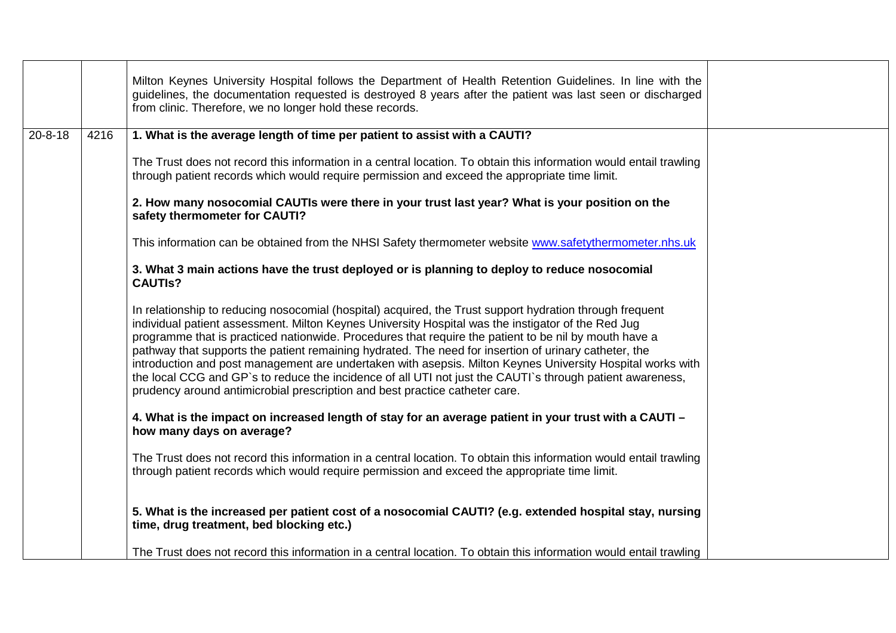| | | | |
|---|---|---|---|
| | | Milton Keynes University Hospital follows the Department of Health Retention Guidelines. In line with the guidelines, the documentation requested is destroyed 8 years after the patient was last seen or discharged from clinic. Therefore, we no longer hold these records. | |
| 20-8-18 | 4216 | **1. What is the average length of time per patient to assist with a CAUTI?**<br><br>The Trust does not record this information in a central location. To obtain this information would entail trawling through patient records which would require permission and exceed the appropriate time limit.<br><br>**2. How many nosocomial CAUTIs were there in your trust last year? What is your position on the safety thermometer for CAUTI?**<br><br>This information can be obtained from the NHSI Safety thermometer website www.safetythermometer.nhs.uk<br><br>**3. What 3 main actions have the trust deployed or is planning to deploy to reduce nosocomial CAUTIs?**<br><br>In relationship to reducing nosocomial (hospital) acquired, the Trust support hydration through frequent individual patient assessment. Milton Keynes University Hospital was the instigator of the Red Jug programme that is practiced nationwide. Procedures that require the patient to be nil by mouth have a pathway that supports the patient remaining hydrated. The need for insertion of urinary catheter, the introduction and post management are undertaken with asepsis. Milton Keynes University Hospital works with the local CCG and GP`s to reduce the incidence of all UTI not just the CAUTI`s through patient awareness, prudency around antimicrobial prescription and best practice catheter care.<br><br>**4. What is the impact on increased length of stay for an average patient in your trust with a CAUTI – how many days on average?**<br><br>The Trust does not record this information in a central location. To obtain this information would entail trawling through patient records which would require permission and exceed the appropriate time limit.<br><br>**5. What is the increased per patient cost of a nosocomial CAUTI? (e.g. extended hospital stay, nursing time, drug treatment, bed blocking etc.)**<br><br>The Trust does not record this information in a central location. To obtain this information would entail trawling | |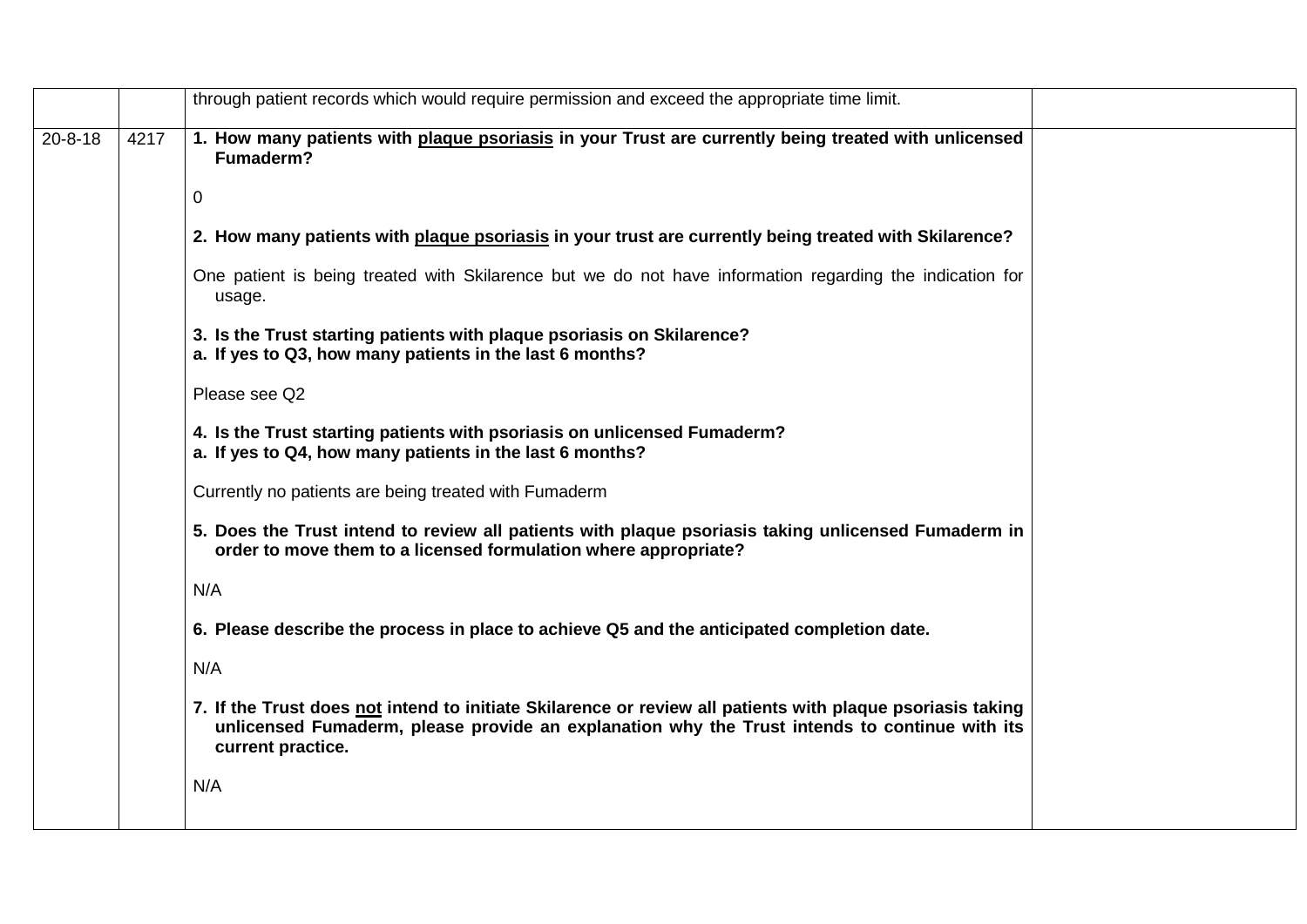| | | | |
|---|---|---|---|
| | | through patient records which would require permission and exceed the appropriate time limit. | |
| 20-8-18 | 4217 | **1. How many patients with <u>plaque psoriasis</u> in your Trust are currently being treated with unlicensed Fumaderm?**<br><br>0<br><br>**2. How many patients with <u>plaque psoriasis</u> in your trust are currently being treated with Skilarence?**<br><br>One patient is being treated with Skilarence but we do not have information regarding the indication for usage.<br><br>**3. Is the Trust starting patients with plaque psoriasis on Skilarence?**<br>**a. If yes to Q3, how many patients in the last 6 months?**<br><br>Please see Q2<br><br>**4. Is the Trust starting patients with psoriasis on unlicensed Fumaderm?**<br>**a. If yes to Q4, how many patients in the last 6 months?**<br><br>Currently no patients are being treated with Fumaderm<br><br>**5. Does the Trust intend to review all patients with plaque psoriasis taking unlicensed Fumaderm in order to move them to a licensed formulation where appropriate?**<br><br>N/A<br><br>**6. Please describe the process in place to achieve Q5 and the anticipated completion date.**<br><br>N/A<br><br>**7. If the Trust does <u>not</u> intend to initiate Skilarence or review all patients with plaque psoriasis taking unlicensed Fumaderm, please provide an explanation why the Trust intends to continue with its current practice.**<br><br>N/A | |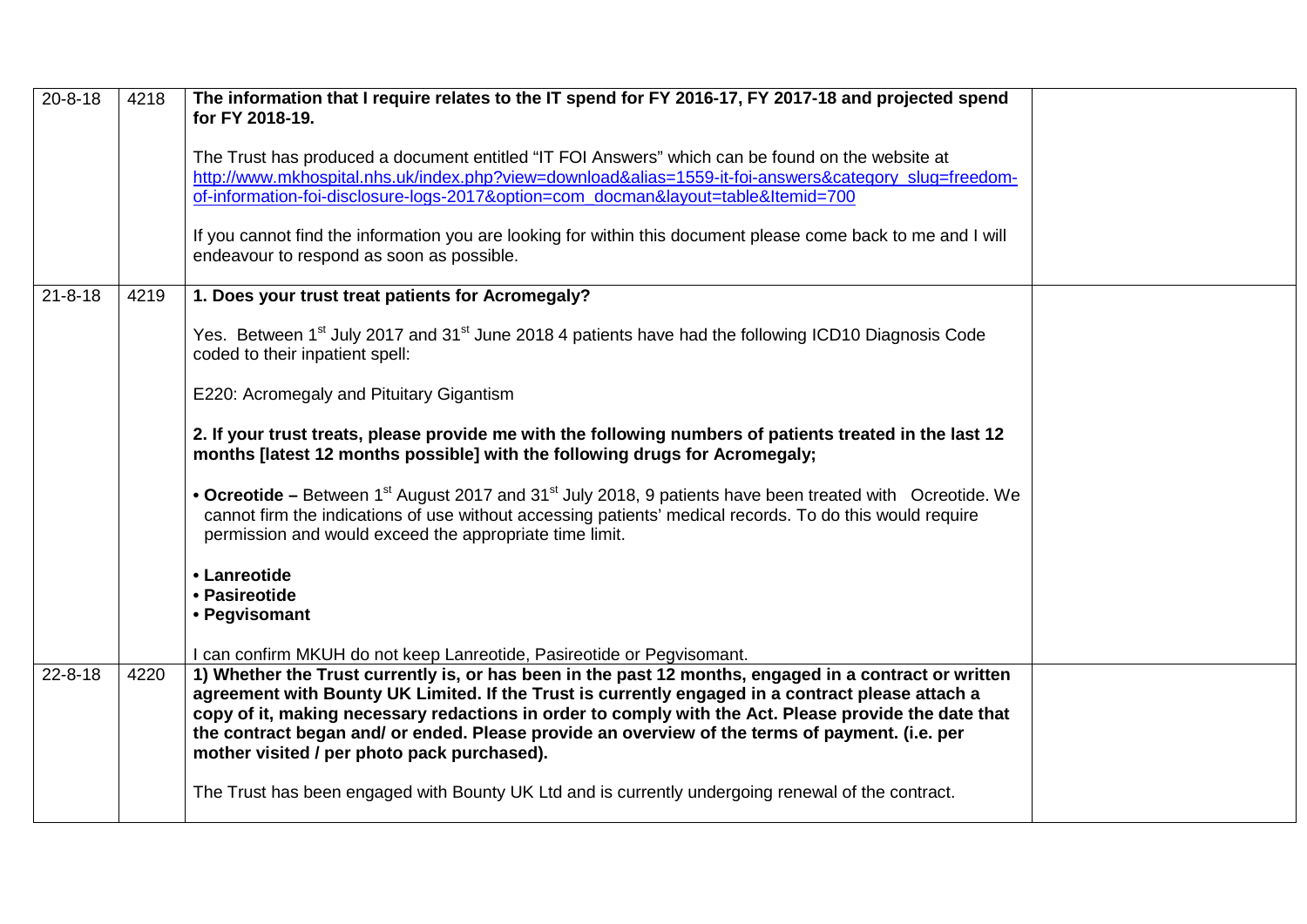| | | | |
|---|---|---|---|
| 20-8-18 | 4218 | **The information that I require relates to the IT spend for FY 2016-17, FY 2017-18 and projected spend for FY 2018-19.**<br><br>The Trust has produced a document entitled "IT FOI Answers" which can be found on the website at [http://www.mkhospital.nhs.uk/index.php?view=download&alias=1559-it-foi-answers&category_slug=freedom-of-information-foi-disclosure-logs-2017&option=com_docman&layout=table&Itemid=700](http://www.mkhospital.nhs.uk/index.php?view=download&alias=1559-it-foi-answers&category_slug=freedom-of-information-foi-disclosure-logs-2017&option=com_docman&layout=table&Itemid=700)<br><br>If you cannot find the information you are looking for within this document please come back to me and I will endeavour to respond as soon as possible. | |
| 21-8-18 | 4219 | **1. Does your trust treat patients for Acromegaly?**<br><br>Yes. Between 1st July 2017 and 31st June 2018 4 patients have had the following ICD10 Diagnosis Code coded to their inpatient spell:<br><br>E220: Acromegaly and Pituitary Gigantism<br><br>**2. If your trust treats, please provide me with the following numbers of patients treated in the last 12 months [latest 12 months possible] with the following drugs for Acromegaly;**<br><br>• **Ocreotide –** Between 1st August 2017 and 31st July 2018, 9 patients have been treated with Ocreotide. We cannot firm the indications of use without accessing patients' medical records. To do this would require permission and would exceed the appropriate time limit.<br><br>• **Lanreotide**<br>• **Pasireotide**<br>• **Pegvisomant**<br><br>I can confirm MKUH do not keep Lanreotide, Pasireotide or Pegvisomant. | |
| 22-8-18 | 4220 | **1) Whether the Trust currently is, or has been in the past 12 months, engaged in a contract or written agreement with Bounty UK Limited. If the Trust is currently engaged in a contract please attach a copy of it, making necessary redactions in order to comply with the Act. Please provide the date that the contract began and/ or ended. Please provide an overview of the terms of payment. (i.e. per mother visited / per photo pack purchased).**<br><br>The Trust has been engaged with Bounty UK Ltd and is currently undergoing renewal of the contract. | |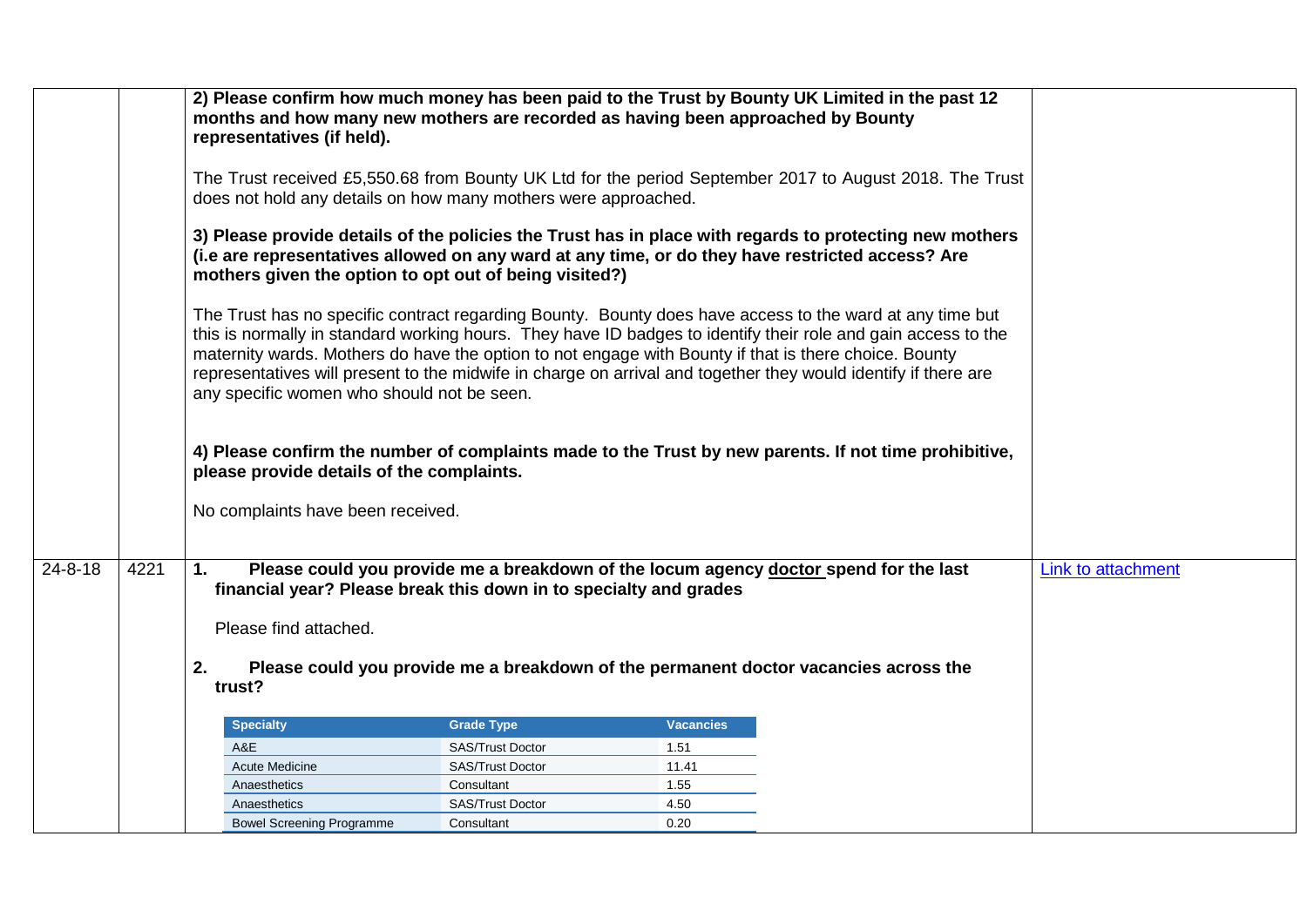| | | | |
|---|---|---|---|
| | | **2) Please confirm how much money has been paid to the Trust by Bounty UK Limited in the past 12 months and how many new mothers are recorded as having been approached by Bounty representatives (if held).**<br><br>The Trust received £5,550.68 from Bounty UK Ltd for the period September 2017 to August 2018. The Trust does not hold any details on how many mothers were approached.<br><br>**3) Please provide details of the policies the Trust has in place with regards to protecting new mothers (i.e are representatives allowed on any ward at any time, or do they have restricted access? Are mothers given the option to opt out of being visited?)**<br><br>The Trust has no specific contract regarding Bounty. Bounty does have access to the ward at any time but this is normally in standard working hours. They have ID badges to identify their role and gain access to the maternity wards. Mothers do have the option to not engage with Bounty if that is there choice. Bounty representatives will present to the midwife in charge on arrival and together they would identify if there are any specific women who should not be seen.<br><br>**4) Please confirm the number of complaints made to the Trust by new parents. If not time prohibitive, please provide details of the complaints.**<br><br>No complaints have been received. | |
| 24-8-18 | 4221 | **1. Please could you provide me a breakdown of the locum agency doctor spend for the last financial year? Please break this down in to specialty and grades**<br><br>Please find attached.<br><br>**2. Please could you provide me a breakdown of the permanent doctor vacancies across the trust?** | Link to attachment |

| Specialty | Grade Type | Vacancies |
|---|---|---|
| A&E | SAS/Trust Doctor | 1.51 |
| Acute Medicine | SAS/Trust Doctor | 11.41 |
| Anaesthetics | Consultant | 1.55 |
| Anaesthetics | SAS/Trust Doctor | 4.50 |
| Bowel Screening Programme | Consultant | 0.20 |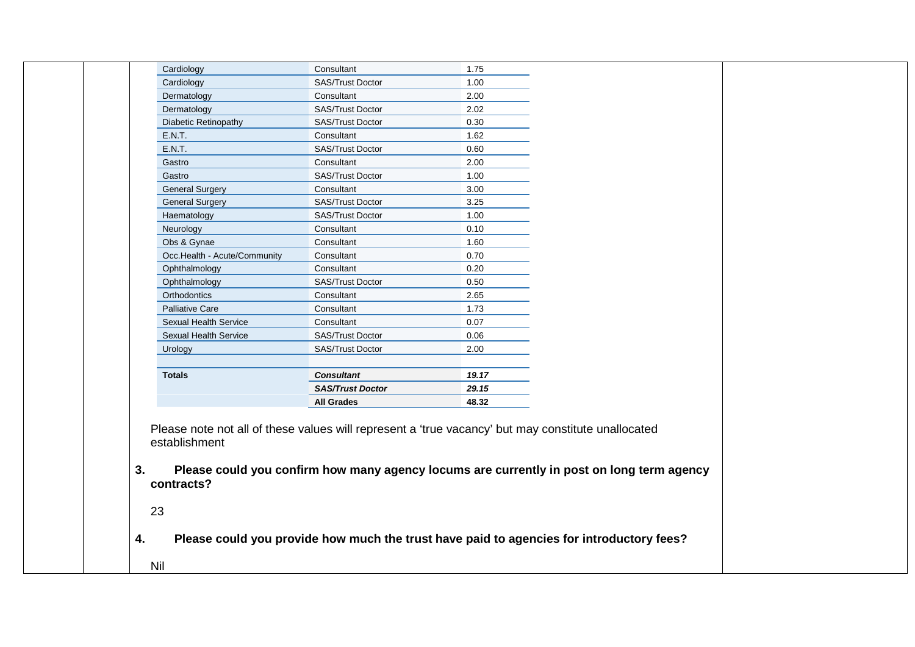| Cardiology | Consultant | 1.75 |
|---|---|---|
| Cardiology | SAS/Trust Doctor | 1.00 |
| Dermatology | Consultant | 2.00 |
| Dermatology | SAS/Trust Doctor | 2.02 |
| Diabetic Retinopathy | SAS/Trust Doctor | 0.30 |
| E.N.T. | Consultant | 1.62 |
| E.N.T. | SAS/Trust Doctor | 0.60 |
| Gastro | Consultant | 2.00 |
| Gastro | SAS/Trust Doctor | 1.00 |
| General Surgery | Consultant | 3.00 |
| General Surgery | SAS/Trust Doctor | 3.25 |
| Haematology | SAS/Trust Doctor | 1.00 |
| Neurology | Consultant | 0.10 |
| Obs & Gynae | Consultant | 1.60 |
| Occ.Health - Acute/Community | Consultant | 0.70 |
| Ophthalmology | Consultant | 0.20 |
| Ophthalmology | SAS/Trust Doctor | 0.50 |
| Orthodontics | Consultant | 2.65 |
| Palliative Care | Consultant | 1.73 |
| Sexual Health Service | Consultant | 0.07 |
| Sexual Health Service | SAS/Trust Doctor | 0.06 |
| Urology | SAS/Trust Doctor | 2.00 |
| | | |
| **Totals** | ***Consultant*** | ***19.17*** |
| | ***SAS/Trust Doctor*** | ***29.15*** |
| | **All Grades** | **48.32** |

Please note not all of these values will represent a 'true vacancy' but may constitute unallocated establishment

**3. Please could you confirm how many agency locums are currently in post on long term agency contracts?**

23

**4. Please could you provide how much the trust have paid to agencies for introductory fees?**

Nil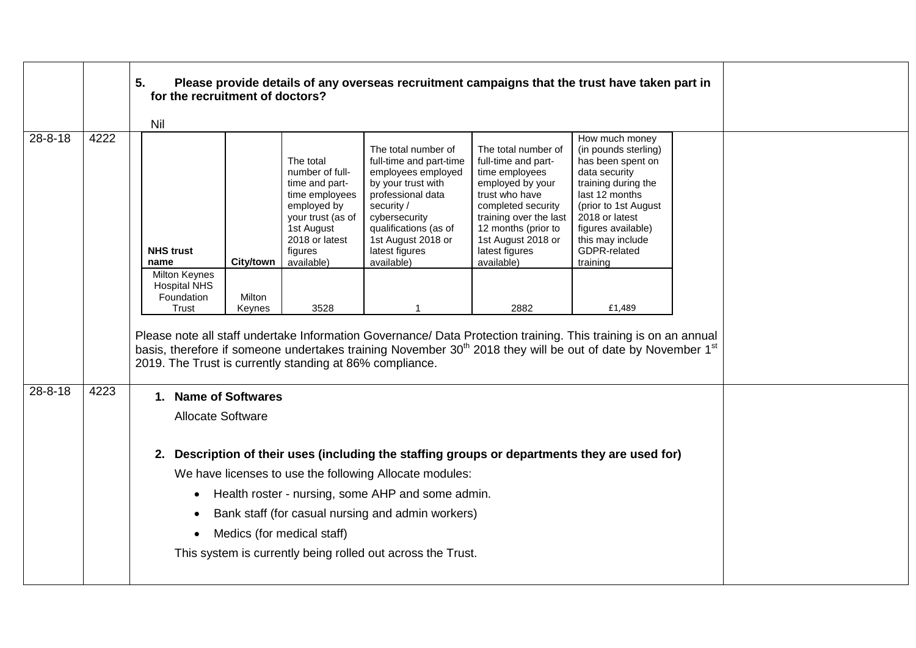| | | | |
|---|---|---|---|
| | | **5. Please provide details of any overseas recruitment campaigns that the trust have taken part in for the recruitment of doctors?**<br><br>Nil | |
| 28-8-18 | 4222 | (see table below) | |
| 28-8-18 | 4223 | (see below) | |

**Request 4222 (28-8-18):**

| NHS trust name | City/town | The total number of full-time and part-time employees employed by your trust (as of 1st August 2018 or latest figures available) | The total number of full-time and part-time employees employed by your trust with professional data security / cybersecurity qualifications (as of 1st August 2018 or latest figures available) | The total number of full-time and part-time employees employed by your trust who have completed security training over the last 12 months (prior to 1st August 2018 or latest figures available) | How much money (in pounds sterling) has been spent on data security training during the last 12 months (prior to 1st August 2018 or latest figures available) this may include GDPR-related training |
|---|---|---|---|---|---|
| Milton Keynes Hospital NHS Foundation Trust | Milton Keynes | 3528 | 1 | 2882 | £1,489 |

Please note all staff undertake Information Governance/ Data Protection training. This training is on an annual basis, therefore if someone undertakes training November 30th 2018 they will be out of date by November 1st 2019. The Trust is currently standing at 86% compliance.

**Request 4223 (28-8-18):**

1. **Name of Softwares**

   Allocate Software

2. **Description of their uses (including the staffing groups or departments they are used for)**

   We have licenses to use the following Allocate modules:

   - Health roster - nursing, some AHP and some admin.
   - Bank staff (for casual nursing and admin workers)
   - Medics (for medical staff)

   This system is currently being rolled out across the Trust.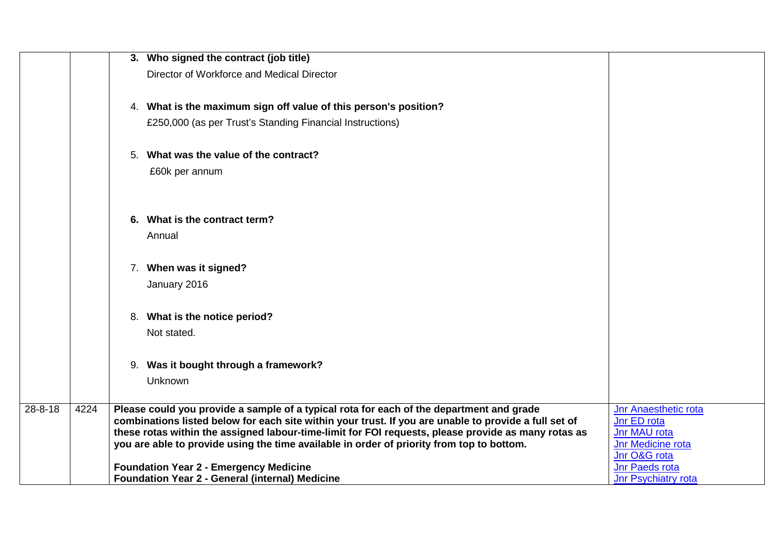| | | | |
|---|---|---|---|
| | | 3. **Who signed the contract (job title)**<br>Director of Workforce and Medical Director<br><br>4. **What is the maximum sign off value of this person's position?**<br>£250,000 (as per Trust's Standing Financial Instructions)<br><br>5. **What was the value of the contract?**<br>£60k per annum<br><br>6. **What is the contract term?**<br>Annual<br><br>7. **When was it signed?**<br>January 2016<br><br>8. **What is the notice period?**<br>Not stated.<br><br>9. **Was it bought through a framework?**<br>Unknown | |
| 28-8-18 | 4224 | **Please could you provide a sample of a typical rota for each of the department and grade combinations listed below for each site within your trust. If you are unable to provide a full set of these rotas within the assigned labour-time-limit for FOI requests, please provide as many rotas as you are able to provide using the time available in order of priority from top to bottom.**<br><br>**Foundation Year 2 - Emergency Medicine**<br>**Foundation Year 2 - General (internal) Medicine** | Jnr Anaesthetic rota<br>Jnr ED rota<br>Jnr MAU rota<br>Jnr Medicine rota<br>Jnr O&G rota<br>Jnr Paeds rota<br>Jnr Psychiatry rota |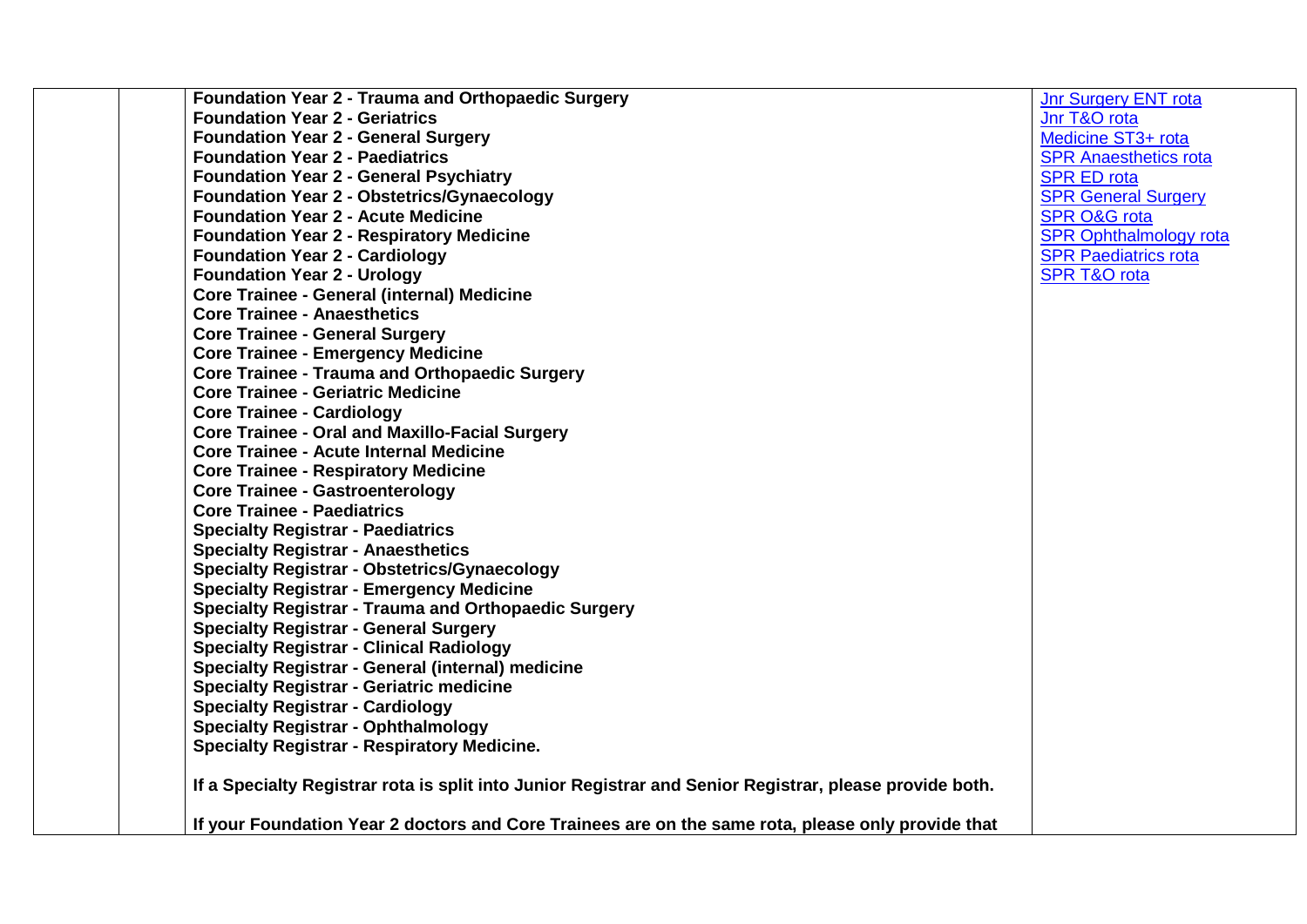| | | | |
|---|---|---|---|
| | | **Foundation Year 2 - Trauma and Orthopaedic Surgery**<br>**Foundation Year 2 - Geriatrics**<br>**Foundation Year 2 - General Surgery**<br>**Foundation Year 2 - Paediatrics**<br>**Foundation Year 2 - General Psychiatry**<br>**Foundation Year 2 - Obstetrics/Gynaecology**<br>**Foundation Year 2 - Acute Medicine**<br>**Foundation Year 2 - Respiratory Medicine**<br>**Foundation Year 2 - Cardiology**<br>**Foundation Year 2 - Urology**<br>**Core Trainee - General (internal) Medicine**<br>**Core Trainee - Anaesthetics**<br>**Core Trainee - General Surgery**<br>**Core Trainee - Emergency Medicine**<br>**Core Trainee - Trauma and Orthopaedic Surgery**<br>**Core Trainee - Geriatric Medicine**<br>**Core Trainee - Cardiology**<br>**Core Trainee - Oral and Maxillo-Facial Surgery**<br>**Core Trainee - Acute Internal Medicine**<br>**Core Trainee - Respiratory Medicine**<br>**Core Trainee - Gastroenterology**<br>**Core Trainee - Paediatrics**<br>**Specialty Registrar - Paediatrics**<br>**Specialty Registrar - Anaesthetics**<br>**Specialty Registrar - Obstetrics/Gynaecology**<br>**Specialty Registrar - Emergency Medicine**<br>**Specialty Registrar - Trauma and Orthopaedic Surgery**<br>**Specialty Registrar - General Surgery**<br>**Specialty Registrar - Clinical Radiology**<br>**Specialty Registrar - General (internal) medicine**<br>**Specialty Registrar - Geriatric medicine**<br>**Specialty Registrar - Cardiology**<br>**Specialty Registrar - Ophthalmology**<br>**Specialty Registrar - Respiratory Medicine.**<br><br>**If a Specialty Registrar rota is split into Junior Registrar and Senior Registrar, please provide both.**<br><br>**If your Foundation Year 2 doctors and Core Trainees are on the same rota, please only provide that** | Jnr Surgery ENT rota<br>Jnr T&O rota<br>Medicine ST3+ rota<br>SPR Anaesthetics rota<br>SPR ED rota<br>SPR General Surgery<br>SPR O&G rota<br>SPR Ophthalmology rota<br>SPR Paediatrics rota<br>SPR T&O rota |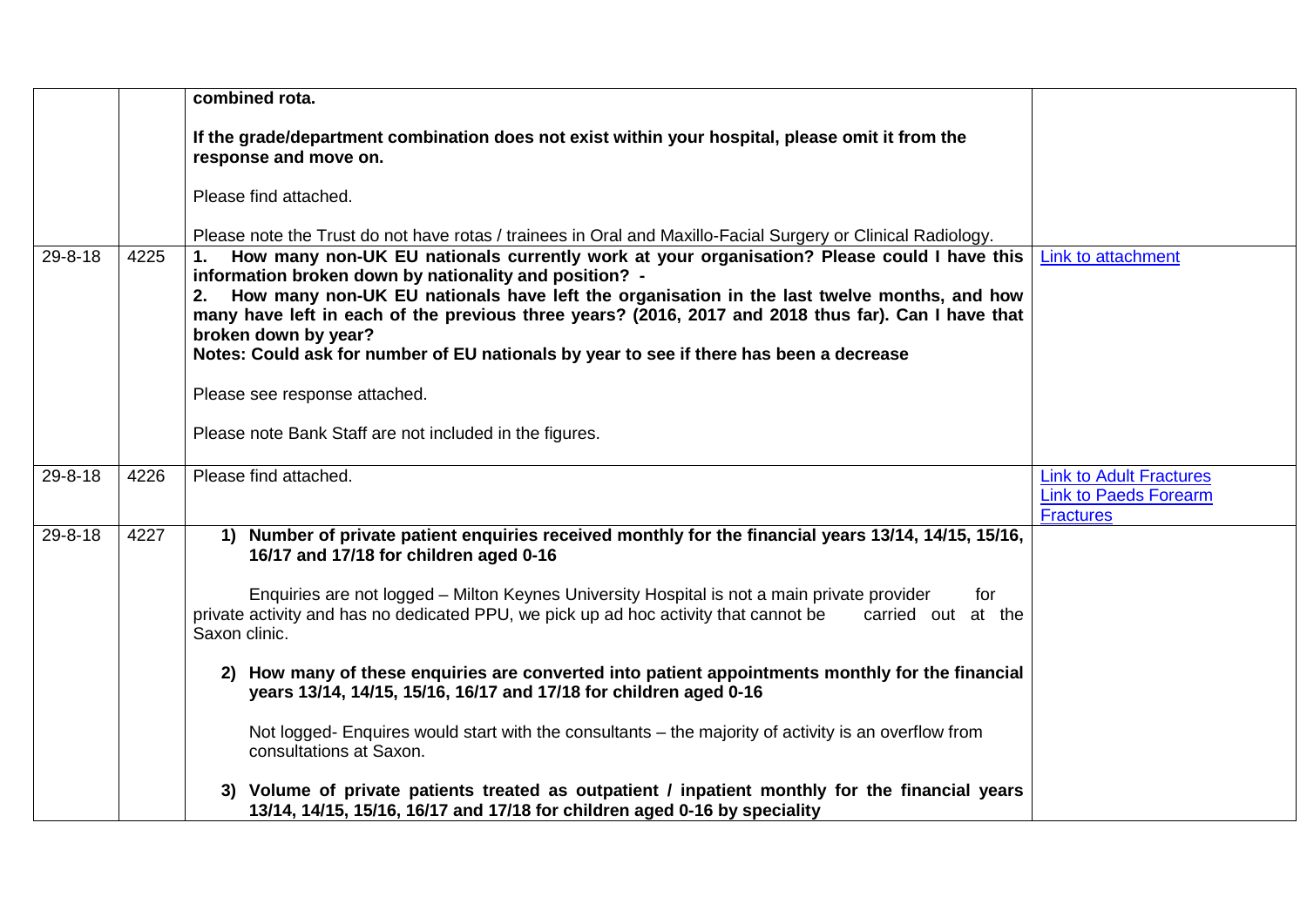| | | | |
|---|---|---|---|
| | | **combined rota.**<br><br>**If the grade/department combination does not exist within your hospital, please omit it from the response and move on.**<br><br>Please find attached.<br><br>Please note the Trust do not have rotas / trainees in Oral and Maxillo-Facial Surgery or Clinical Radiology. | |
| 29-8-18 | 4225 | **1. How many non-UK EU nationals currently work at your organisation? Please could I have this information broken down by nationality and position? -**<br>**2. How many non-UK EU nationals have left the organisation in the last twelve months, and how many have left in each of the previous three years? (2016, 2017 and 2018 thus far). Can I have that broken down by year?**<br>**Notes: Could ask for number of EU nationals by year to see if there has been a decrease**<br><br>Please see response attached.<br><br>Please note Bank Staff are not included in the figures. | Link to attachment |
| 29-8-18 | 4226 | Please find attached. | Link to Adult Fractures<br>Link to Paeds Forearm Fractures |
| 29-8-18 | 4227 | **1) Number of private patient enquiries received monthly for the financial years 13/14, 14/15, 15/16, 16/17 and 17/18 for children aged 0-16**<br><br>Enquiries are not logged – Milton Keynes University Hospital is not a main private provider for private activity and has no dedicated PPU, we pick up ad hoc activity that cannot be carried out at the Saxon clinic.<br><br>**2) How many of these enquiries are converted into patient appointments monthly for the financial years 13/14, 14/15, 15/16, 16/17 and 17/18 for children aged 0-16**<br><br>Not logged- Enquires would start with the consultants – the majority of activity is an overflow from consultations at Saxon.<br><br>**3) Volume of private patients treated as outpatient / inpatient monthly for the financial years 13/14, 14/15, 15/16, 16/17 and 17/18 for children aged 0-16 by speciality** | |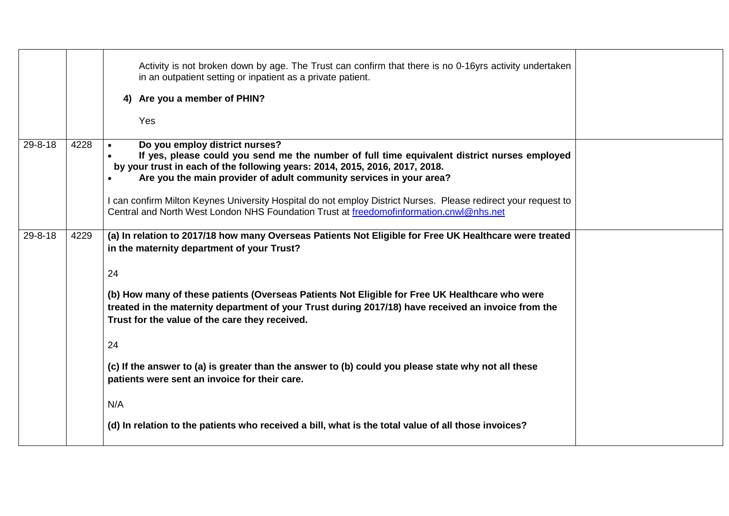| | | | |
|---|---|---|---|
| | | Activity is not broken down by age. The Trust can confirm that there is no 0-16yrs activity undertaken in an outpatient setting or inpatient as a private patient.<br><br>**4) Are you a member of PHIN?**<br><br>Yes | |
| 29-8-18 | 4228 | • **Do you employ district nurses?**<br>• **If yes, please could you send me the number of full time equivalent district nurses employed by your trust in each of the following years: 2014, 2015, 2016, 2017, 2018.**<br>• **Are you the main provider of adult community services in your area?**<br><br>I can confirm Milton Keynes University Hospital do not employ District Nurses. Please redirect your request to Central and North West London NHS Foundation Trust at freedomofinformation.cnwl@nhs.net | |
| 29-8-18 | 4229 | **(a) In relation to 2017/18 how many Overseas Patients Not Eligible for Free UK Healthcare were treated in the maternity department of your Trust?**<br><br>24<br><br>**(b) How many of these patients (Overseas Patients Not Eligible for Free UK Healthcare who were treated in the maternity department of your Trust during 2017/18) have received an invoice from the Trust for the value of the care they received.**<br><br>24<br><br>**(c) If the answer to (a) is greater than the answer to (b) could you please state why not all these patients were sent an invoice for their care.**<br><br>N/A<br><br>**(d) In relation to the patients who received a bill, what is the total value of all those invoices?** | |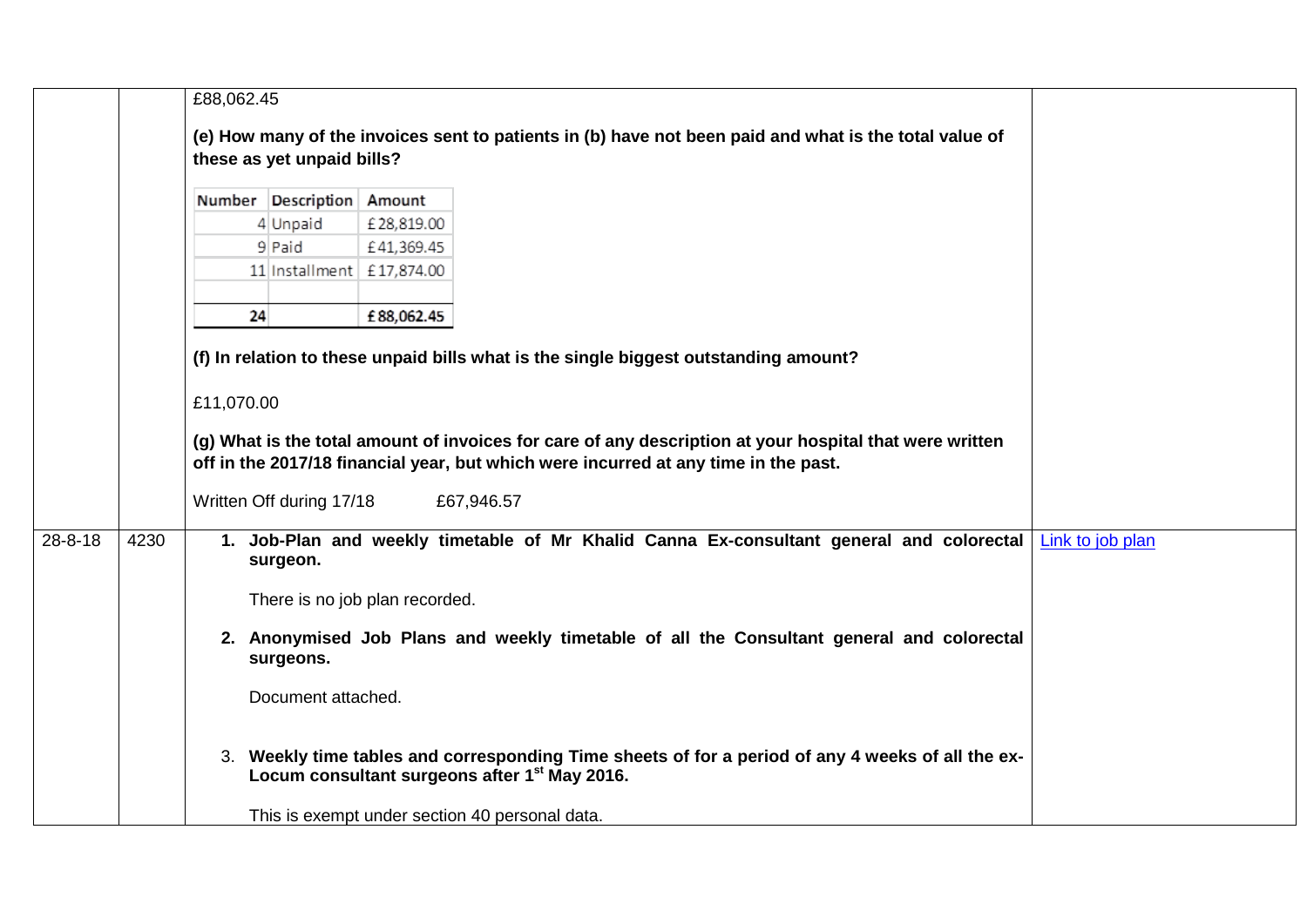| | | | |
|---|---|---|---|
| | | £88,062.45<br><br>**(e) How many of the invoices sent to patients in (b) have not been paid and what is the total value of these as yet unpaid bills?**<br><br>Number / Description / Amount:<br>4 / Unpaid / £28,819.00<br>9 / Paid / £41,369.45<br>11 / Installment / £17,874.00<br>**24** / / **£88,062.45**<br><br>**(f) In relation to these unpaid bills what is the single biggest outstanding amount?**<br><br>£11,070.00<br><br>**(g) What is the total amount of invoices for care of any description at your hospital that were written off in the 2017/18 financial year, but which were incurred at any time in the past.**<br><br>Written Off during 17/18 £67,946.57 | |
| 28-8-18 | 4230 | 1. **Job-Plan and weekly timetable of Mr Khalid Canna Ex-consultant general and colorectal surgeon.**<br><br>There is no job plan recorded.<br><br>2. **Anonymised Job Plans and weekly timetable of all the Consultant general and colorectal surgeons.**<br><br>Document attached.<br><br>3. **Weekly time tables and corresponding Time sheets of for a period of any 4 weeks of all the ex-Locum consultant surgeons after 1st May 2016.**<br><br>This is exempt under section 40 personal data. | Link to job plan |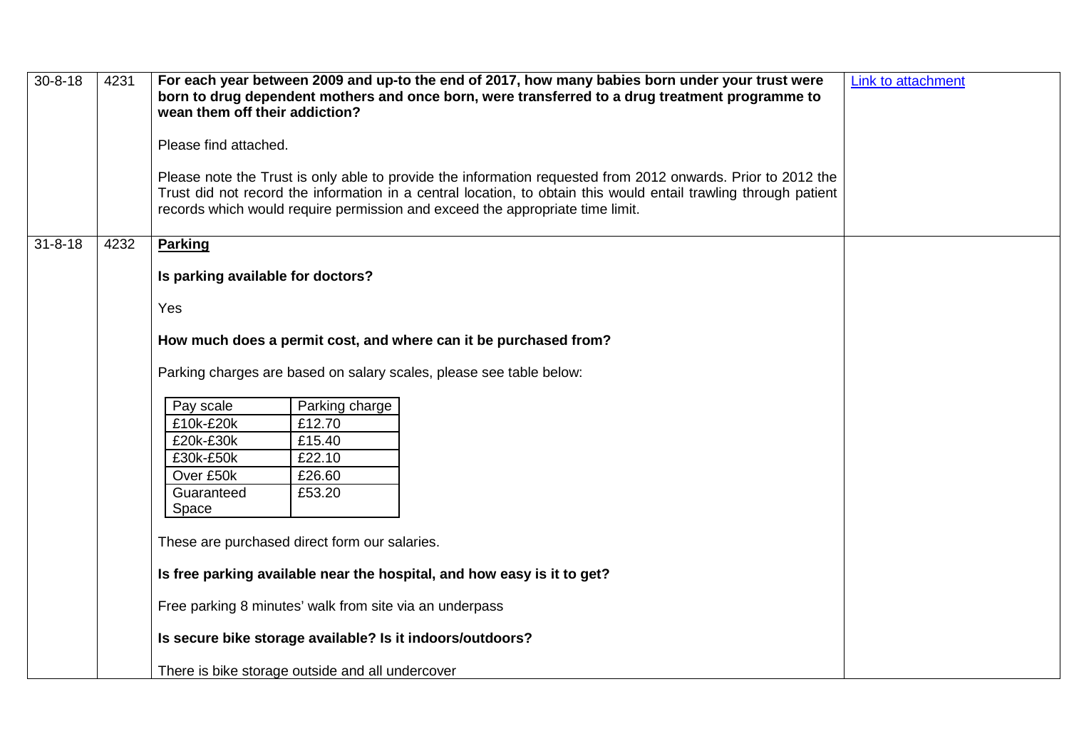| | | | |
|---|---|---|---|
| 30-8-18 | 4231 | **For each year between 2009 and up-to the end of 2017, how many babies born under your trust were born to drug dependent mothers and once born, were transferred to a drug treatment programme to wean them off their addiction?**<br><br>Please find attached.<br><br>Please note the Trust is only able to provide the information requested from 2012 onwards. Prior to 2012 the Trust did not record the information in a central location, to obtain this would entail trawling through patient records which would require permission and exceed the appropriate time limit. | Link to attachment |
| 31-8-18 | 4232 | **Parking**<br><br>**Is parking available for doctors?**<br><br>Yes<br><br>**How much does a permit cost, and where can it be purchased from?**<br><br>Parking charges are based on salary scales, please see table below:<br><br>Pay scale — Parking charge<br>£10k-£20k — £12.70<br>£20k-£30k — £15.40<br>£30k-£50k — £22.10<br>Over £50k — £26.60<br>Guaranteed Space — £53.20<br><br>These are purchased direct form our salaries.<br><br>**Is free parking available near the hospital, and how easy is it to get?**<br><br>Free parking 8 minutes' walk from site via an underpass<br><br>**Is secure bike storage available? Is it indoors/outdoors?**<br><br>There is bike storage outside and all undercover | |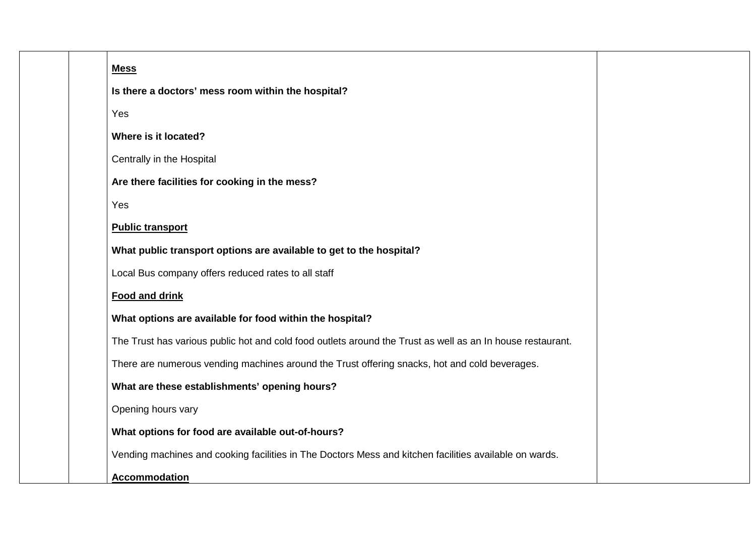| | | | |
|---|---|---|---|
| | | **Mess**<br><br>**Is there a doctors' mess room within the hospital?**<br><br>Yes<br><br>**Where is it located?**<br><br>Centrally in the Hospital<br><br>**Are there facilities for cooking in the mess?**<br><br>Yes<br><br>**Public transport**<br><br>**What public transport options are available to get to the hospital?**<br><br>Local Bus company offers reduced rates to all staff<br><br>**Food and drink**<br><br>**What options are available for food within the hospital?**<br><br>The Trust has various public hot and cold food outlets around the Trust as well as an In house restaurant.<br><br>There are numerous vending machines around the Trust offering snacks, hot and cold beverages.<br><br>**What are these establishments' opening hours?**<br><br>Opening hours vary<br><br>**What options for food are available out-of-hours?**<br><br>Vending machines and cooking facilities in The Doctors Mess and kitchen facilities available on wards.<br><br>**Accommodation** | |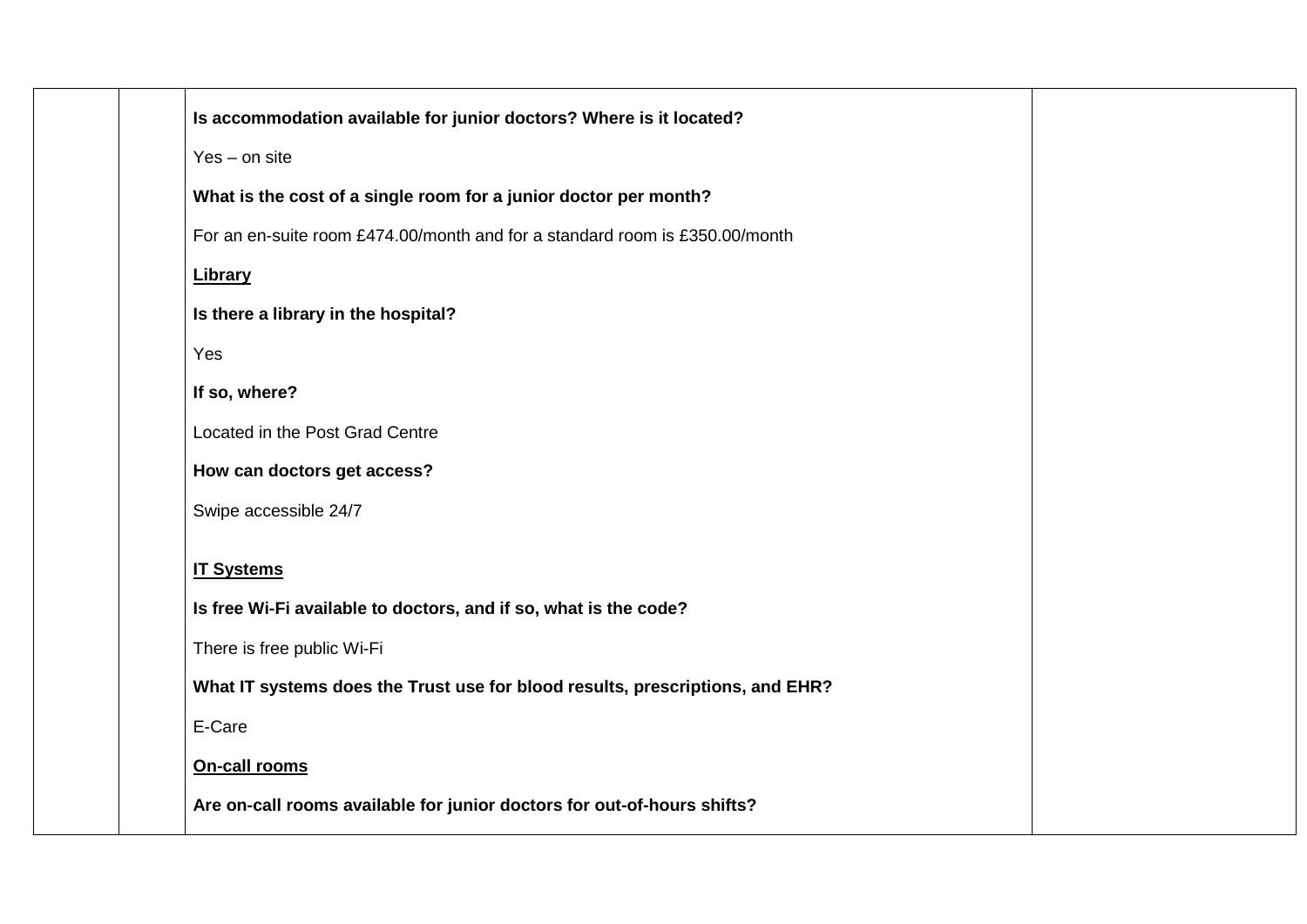| | | | |
|---|---|---|---|
| | | **Is accommodation available for junior doctors? Where is it located?**<br><br>Yes – on site<br><br>**What is the cost of a single room for a junior doctor per month?**<br><br>For an en-suite room £474.00/month and for a standard room is £350.00/month<br><br>**<u>Library</u>**<br><br>**Is there a library in the hospital?**<br><br>Yes<br><br>**If so, where?**<br><br>Located in the Post Grad Centre<br><br>**How can doctors get access?**<br><br>Swipe accessible 24/7<br><br>**<u>IT Systems</u>**<br><br>**Is free Wi-Fi available to doctors, and if so, what is the code?**<br><br>There is free public Wi-Fi<br><br>**What IT systems does the Trust use for blood results, prescriptions, and EHR?**<br><br>E-Care<br><br>**<u>On-call rooms</u>**<br><br>**Are on-call rooms available for junior doctors for out-of-hours shifts?** | |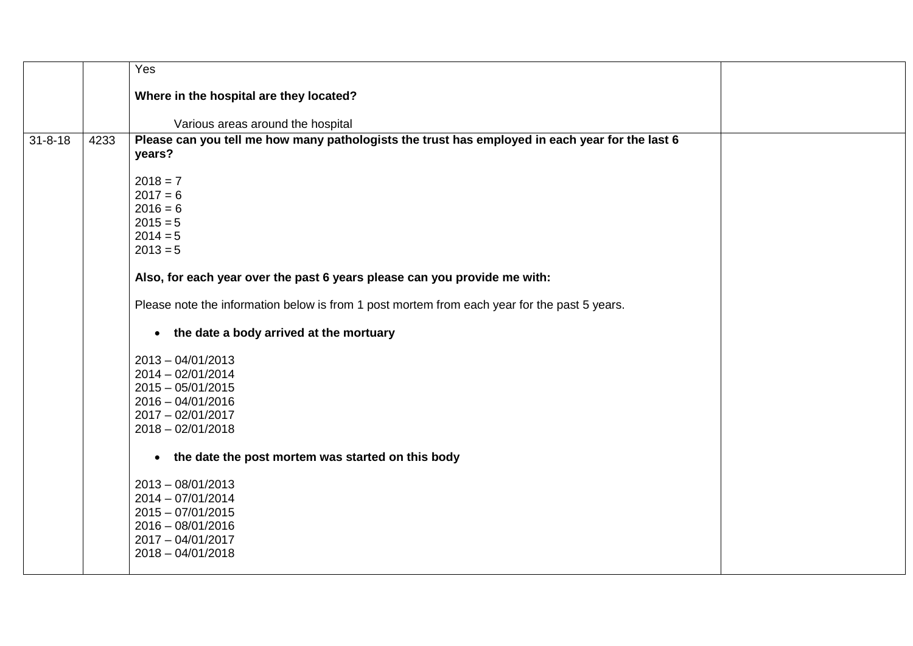| | | | |
|---|---|---|---|
| | | Yes<br><br>**Where in the hospital are they located?**<br><br>Various areas around the hospital | |
| 31-8-18 | 4233 | **Please can you tell me how many pathologists the trust has employed in each year for the last 6 years?**<br><br>2018 = 7<br>2017 = 6<br>2016 = 6<br>2015 = 5<br>2014 = 5<br>2013 = 5<br><br>**Also, for each year over the past 6 years please can you provide me with:**<br><br>Please note the information below is from 1 post mortem from each year for the past 5 years.<br><br>• **the date a body arrived at the mortuary**<br><br>2013 – 04/01/2013<br>2014 – 02/01/2014<br>2015 – 05/01/2015<br>2016 – 04/01/2016<br>2017 – 02/01/2017<br>2018 – 02/01/2018<br><br>• **the date the post mortem was started on this body**<br><br>2013 – 08/01/2013<br>2014 – 07/01/2014<br>2015 – 07/01/2015<br>2016 – 08/01/2016<br>2017 – 04/01/2017<br>2018 – 04/01/2018 | |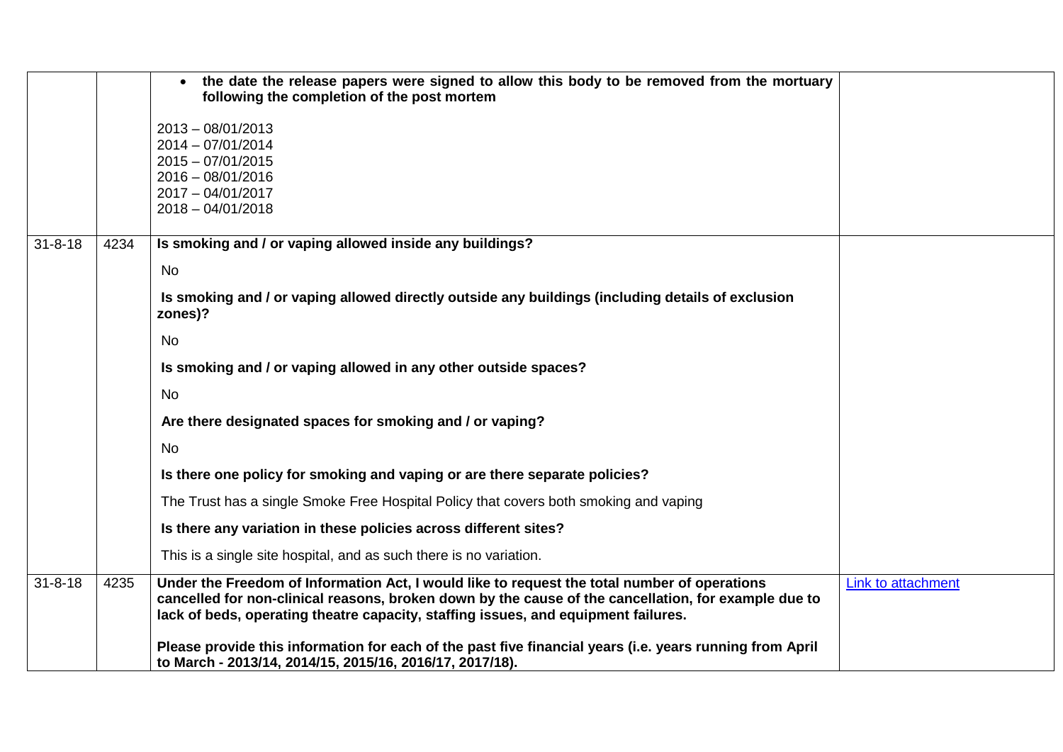| | | | |
|---|---|---|---|
| | | • **the date the release papers were signed to allow this body to be removed from the mortuary following the completion of the post mortem**<br><br>2013 – 08/01/2013<br>2014 – 07/01/2014<br>2015 – 07/01/2015<br>2016 – 08/01/2016<br>2017 – 04/01/2017<br>2018 – 04/01/2018 | |
| 31-8-18 | 4234 | **Is smoking and / or vaping allowed inside any buildings?**<br><br>No<br><br>**Is smoking and / or vaping allowed directly outside any buildings (including details of exclusion zones)?**<br><br>No<br><br>**Is smoking and / or vaping allowed in any other outside spaces?**<br><br>No<br><br>**Are there designated spaces for smoking and / or vaping?**<br><br>No<br><br>**Is there one policy for smoking and vaping or are there separate policies?**<br><br>The Trust has a single Smoke Free Hospital Policy that covers both smoking and vaping<br><br>**Is there any variation in these policies across different sites?**<br><br>This is a single site hospital, and as such there is no variation. | |
| 31-8-18 | 4235 | **Under the Freedom of Information Act, I would like to request the total number of operations cancelled for non-clinical reasons, broken down by the cause of the cancellation, for example due to lack of beds, operating theatre capacity, staffing issues, and equipment failures.**<br><br>**Please provide this information for each of the past five financial years (i.e. years running from April to March - 2013/14, 2014/15, 2015/16, 2016/17, 2017/18).** | Link to attachment |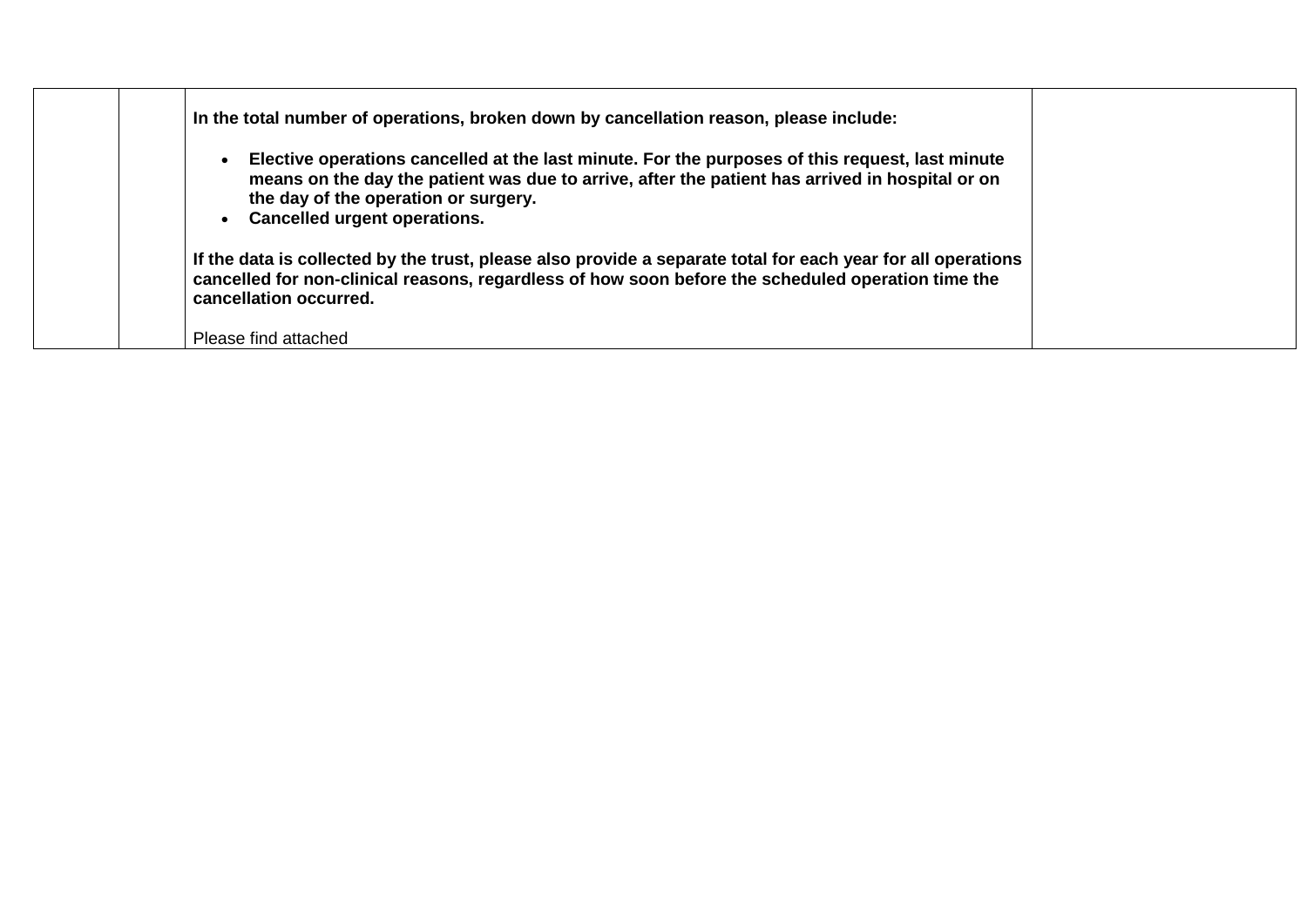| | | | |
|---|---|---|---|
| | | **In the total number of operations, broken down by cancellation reason, please include:**<br><br>• **Elective operations cancelled at the last minute. For the purposes of this request, last minute means on the day the patient was due to arrive, after the patient has arrived in hospital or on the day of the operation or surgery.**<br>• **Cancelled urgent operations.**<br><br>**If the data is collected by the trust, please also provide a separate total for each year for all operations cancelled for non-clinical reasons, regardless of how soon before the scheduled operation time the cancellation occurred.**<br><br>Please find attached | |